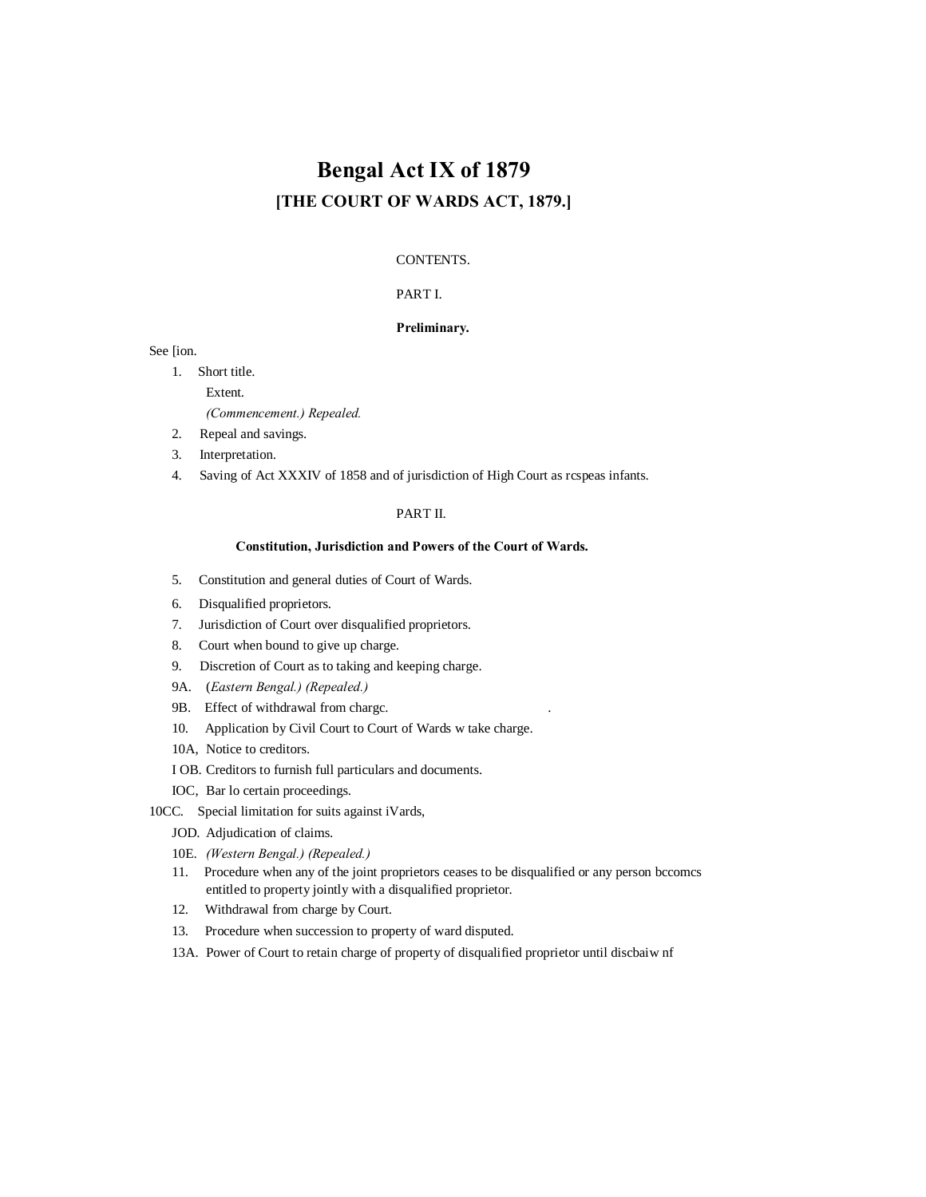# Bengal Act IX of 1879

## [THE COURT OF WARDS ACT, 1879.]

CONTENTS.

PART I.

**Preliminary.**

See [ion.

1. Short title.
   Extent.
   *(Commencement.) Repealed.*
2. Repeal and savings.
3. Interpretation.
4. Saving of Act XXXIV of 1858 and of jurisdiction of High Court as rcspeas infants.

PART II.

**Constitution, Jurisdiction and Powers of the Court of Wards.**

5. Constitution and general duties of Court of Wards.
6. Disqualified proprietors.
7. Jurisdiction of Court over disqualified proprietors.
8. Court when bound to give up charge.
9. Discretion of Court as to taking and keeping charge.

9A. (*Eastern Bengal.) (Repealed.)*

9B. Effect of withdrawal from chargc.

10. Application by Civil Court to Court of Wards w take charge.

10A, Notice to creditors.

I OB. Creditors to furnish full particulars and documents.

IOC, Bar lo certain proceedings.

10CC. Special limitation for suits against iVards,

JOD. Adjudication of claims.

10E. *(Western Bengal.) (Repealed.)*

11. Procedure when any of the joint proprietors ceases to be disqualified or any person bccomcs entitled to property jointly with a disqualified proprietor.
12. Withdrawal from charge by Court.
13. Procedure when succession to property of ward disputed.

13A. Power of Court to retain charge of property of disqualified proprietor until discbaiw nf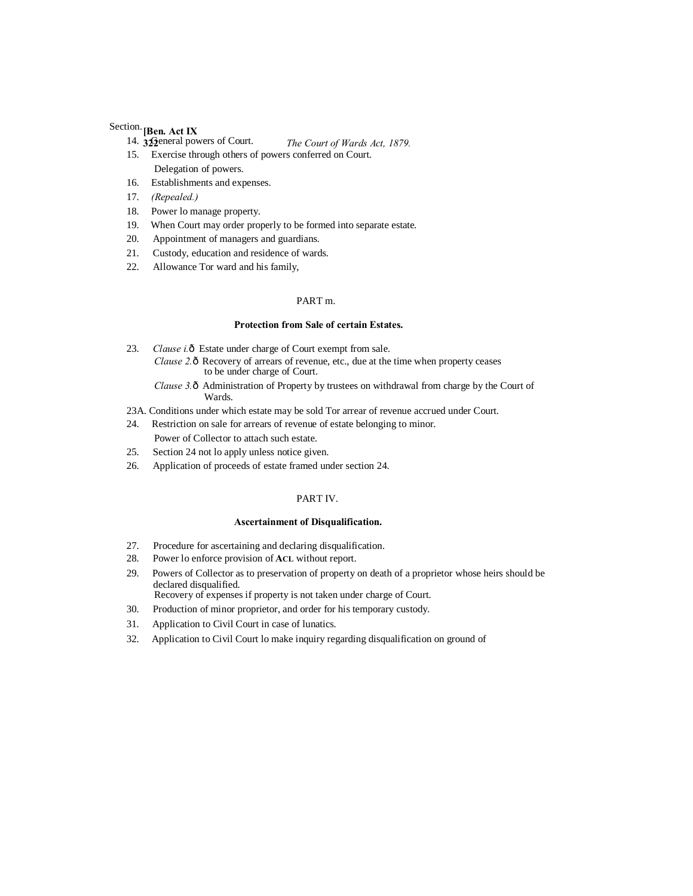Section.

14. General powers of Court.
15. Exercise through others of powers conferred on Court.
    Delegation of powers.
16. Establishments and expenses.
17. *(Repealed.)*
18. Power lo manage property.
19. When Court may order properly to be formed into separate estate.
20. Appointment of managers and guardians.
21. Custody, education and residence of wards.
22. Allowance Tor ward and his family,

PART m.

**Protection from Sale of certain Estates.**

23. *Clause i.*ð Estate under charge of Court exempt from sale.
    *Clause 2.*ð Recovery of arrears of revenue, etc., due at the time when property ceases to be under charge of Court.
    *Clause 3.*ð Administration of Property by trustees on withdrawal from charge by the Court of Wards.

23A. Conditions under which estate may be sold Tor arrear of revenue accrued under Court.

24. Restriction on sale for arrears of revenue of estate belonging to minor.
    Power of Collector to attach such estate.
25. Section 24 not lo apply unless notice given.
26. Application of proceeds of estate framed under section 24.

PART IV.

**Ascertainment of Disqualification.**

27. Procedure for ascertaining and declaring disqualification.
28. Power lo enforce provision of **ACL** without report.
29. Powers of Collector as to preservation of property on death of a proprietor whose heirs should be declared disqualified.
    Recovery of expenses if property is not taken under charge of Court.
30. Production of minor proprietor, and order for his temporary custody.
31. Application to Civil Court in case of lunatics.
32. Application to Civil Court lo make inquiry regarding disqualification on ground of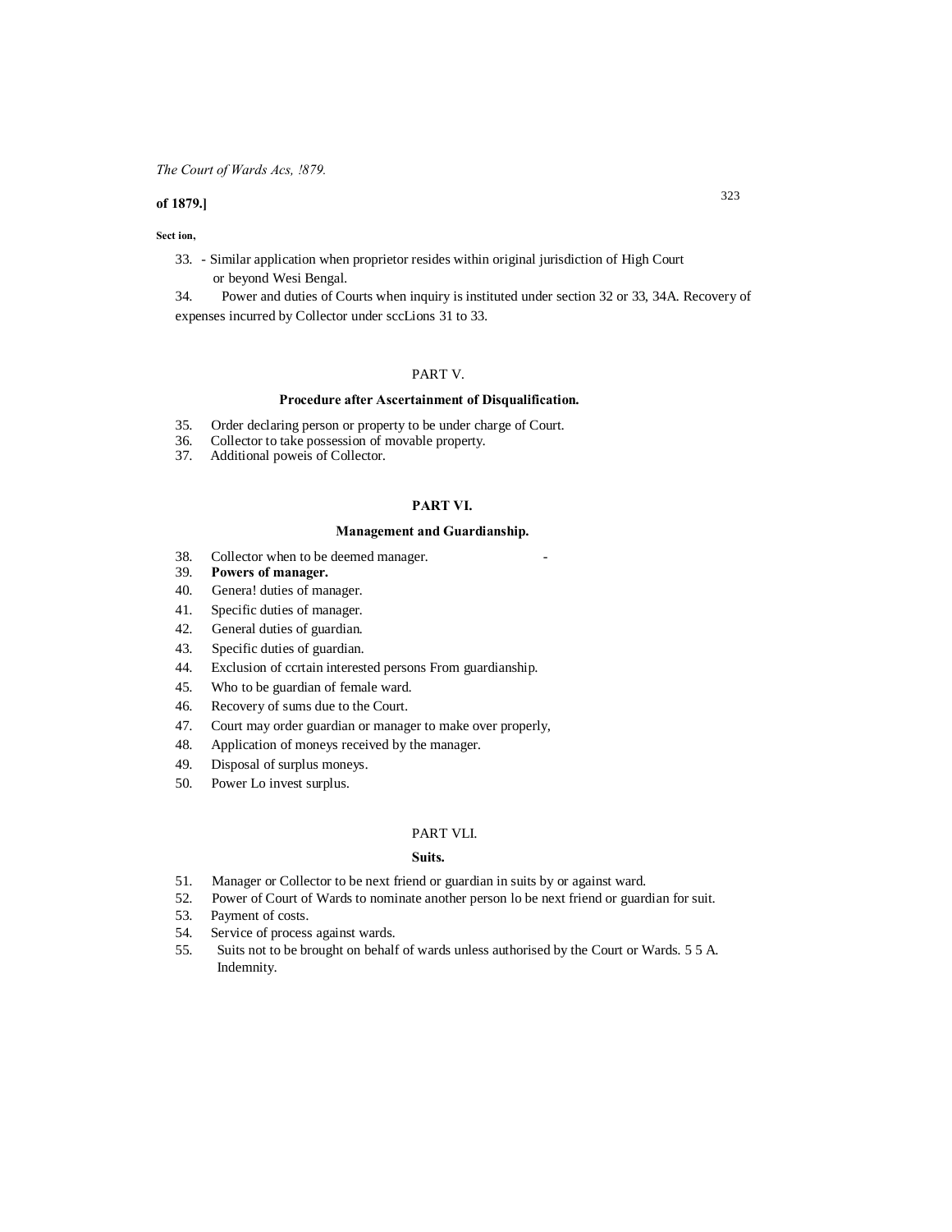Section,

33. - Similar application when proprietor resides within original jurisdiction of High Court or beyond Wesi Bengal.

34. Power and duties of Courts when inquiry is instituted under section 32 or 33, 34A. Recovery of expenses incurred by Collector under sccLions 31 to 33.

## PART V.

### Procedure after Ascertainment of Disqualification.

35. Order declaring person or property to be under charge of Court.
36. Collector to take possession of movable property.
37. Additional poweis of Collector.

## PART VI.

### Management and Guardianship.

38. Collector when to be deemed manager.
39. **Powers of manager.**
40. Genera! duties of manager.
41. Specific duties of manager.
42. General duties of guardian.
43. Specific duties of guardian.
44. Exclusion of ccrtain interested persons From guardianship.
45. Who to be guardian of female ward.
46. Recovery of sums due to the Court.
47. Court may order guardian or manager to make over properly,
48. Application of moneys received by the manager.
49. Disposal of surplus moneys.
50. Power Lo invest surplus.

## PART VLI.

### Suits.

51. Manager or Collector to be next friend or guardian in suits by or against ward.
52. Power of Court of Wards to nominate another person lo be next friend or guardian for suit.
53. Payment of costs.
54. Service of process against wards.
55. Suits not to be brought on behalf of wards unless authorised by the Court or Wards. 5 5 A. Indemnity.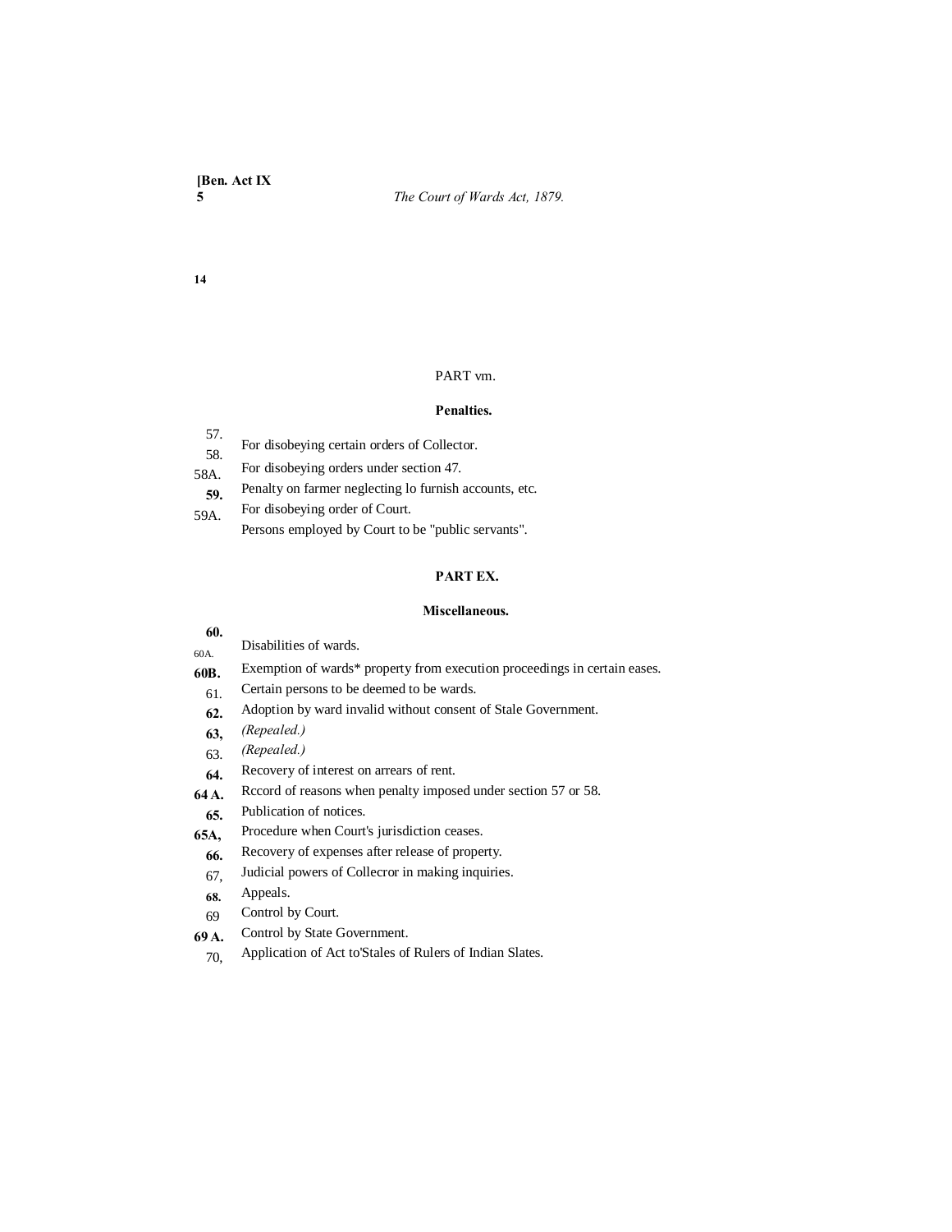## PART vm.

### Penalties.

57. For disobeying certain orders of Collector.
58. For disobeying orders under section 47.
58A. Penalty on farmer neglecting lo furnish accounts, etc.
**59.** For disobeying order of Court.
59A. Persons employed by Court to be "public servants".

## PART EX.

### Miscellaneous.

**60.** Disabilities of wards.
60A. Exemption of wards* property from execution proceedings in certain eases.
**60B.** Certain persons to be deemed to be wards.
61. Adoption by ward invalid without consent of Stale Government.
**62.** *(Repealed.)*
**63,** *(Repealed.)*
63. Recovery of interest on arrears of rent.
**64.** Rccord of reasons when penalty imposed under section 57 or 58.
**64 A.** Publication of notices.
**65.** Procedure when Court's jurisdiction ceases.
**65A,** Recovery of expenses after release of property.
**66.** Judicial powers of Collecror in making inquiries.
67, Appeals.
**68.** Control by Court.
69 Control by State Government.
**69 A.** Application of Act to'Stales of Rulers of Indian Slates.
70,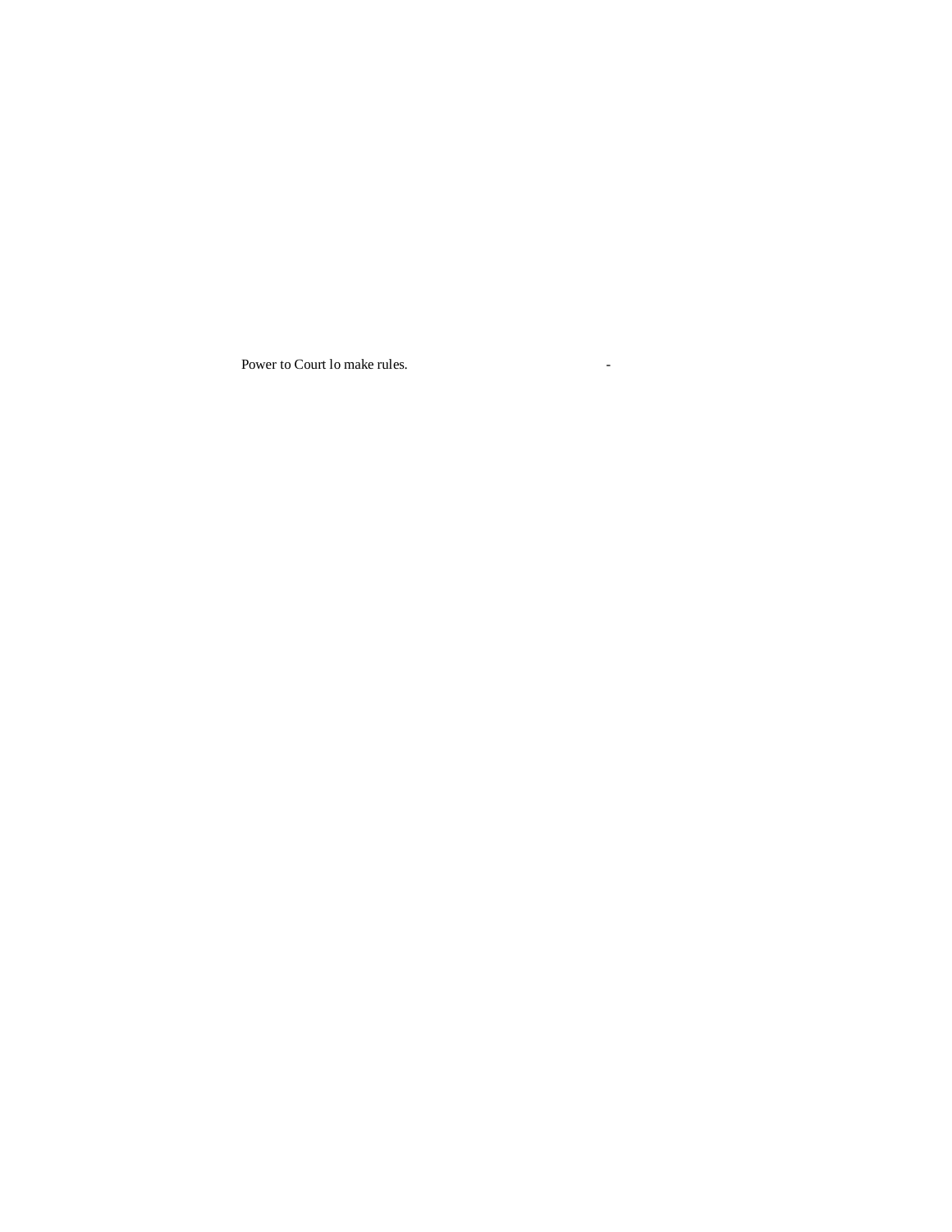Power to Court lo make rules. -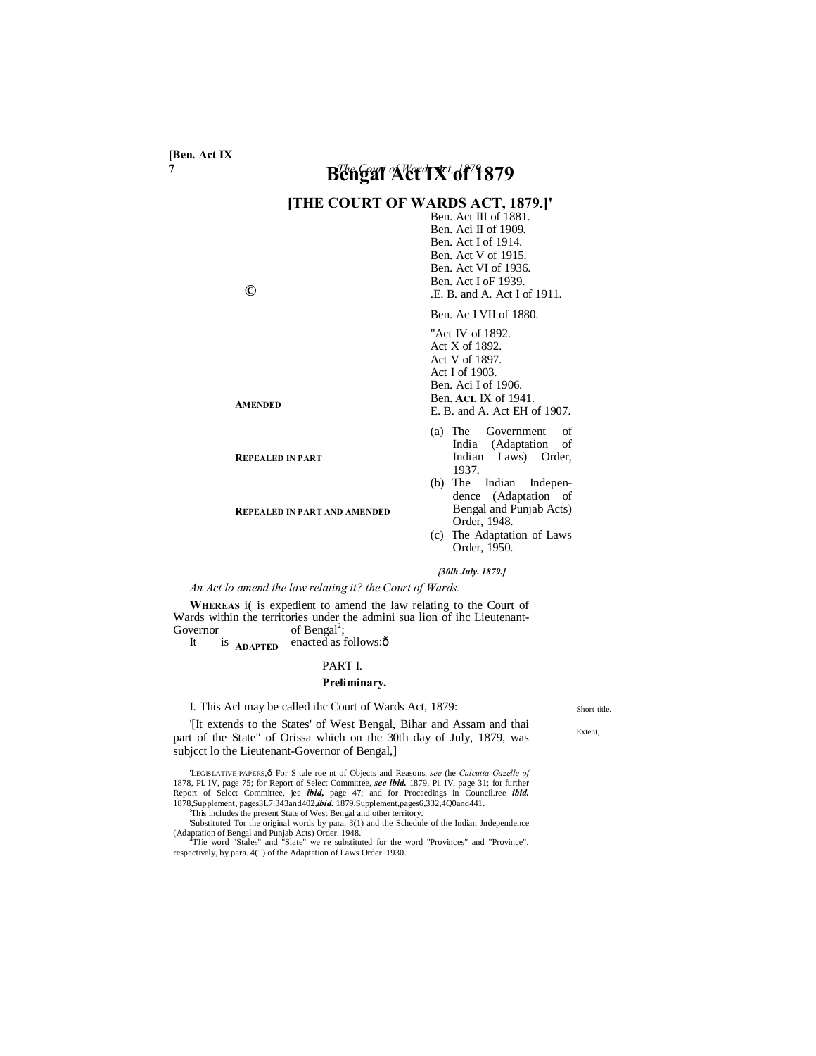# Bengal Act IX of 1879

## [THE COURT OF WARDS ACT, 1879.][1]

| | |
|---|---|
| AMENDED | Ben. Act III of 1881. Ben. Aci II of 1909. Ben. Act I of 1914. Ben. Act V of 1915. Ben. Act VI of 1936. Ben. Act I oF 1939. E. B. and A. Act I of 1911. |
| REPEALED IN PART | Ben. Ac I VII of 1880. |
| REPEALED IN PART AND AMENDED | Act IV of 1892. Act X of 1892. Act V of 1897. Act I of 1903. Ben. Aci I of 1906. Ben. ACL IX of 1941. E. B. and A. Act EH of 1907. |
| ADAPTED | (a) The Government of India (Adaptation of Indian Laws) Order, 1937. (b) The Indian Independence (Adaptation of Bengal and Punjab Acts) Order, 1948. (c) The Adaptation of Laws Order, 1950. |

*[30lh July. 1879.]*

*An Act lo amend the law relating it? the Court of Wards.*

**WHEREAS** i( is expedient to amend the law relating to the Court of Wards within the territories under the admini sua lion of ihc Lieutenant-Governor of Bengal[2];

It is enacted as follows:—

PART I.

**Preliminary.**

Short title.

I. This Acl may be called ihc Court of Wards Act, 1879:

Extent,

[3][It extends to the States[4] of West Bengal, Bihar and Assam and thai part of the State[4] of Orissa which on the 30th day of July, 1879, was subjcct lo the Lieutenant-Governor of Bengal,]

---

[1] LEGISLATIVE PAPERS,— For S tale roe nt of Objects and Reasons, *see* (he *Calcutta Gazelle of* 1878, Pi. IV, page 75; for Report of Select Committee, ***see ibid.*** 1879, Pi. IV, page 31; for further Report of Selcct Committee, jee ***ibid,*** page 47; and for Proceedings in Council.ree ***ibid.*** 1878,Supplement, pages3L7.343and402,***ibid.*** 1879.Supplement,pages6,332,4Q0and441.

[2] This includes the present State of West Bengal and other territory.

[3] Substituted Tor the original words by para. 3(1) and the Schedule of the Indian Jndependence (Adaptation of Bengal and Punjab Acts) Order. 1948.

[4] TJie word "Stales" and "Slate" we re substituted for the word "Provinces" and "Province", respectively, by para. 4(1) of the Adaptation of Laws Order. 1930.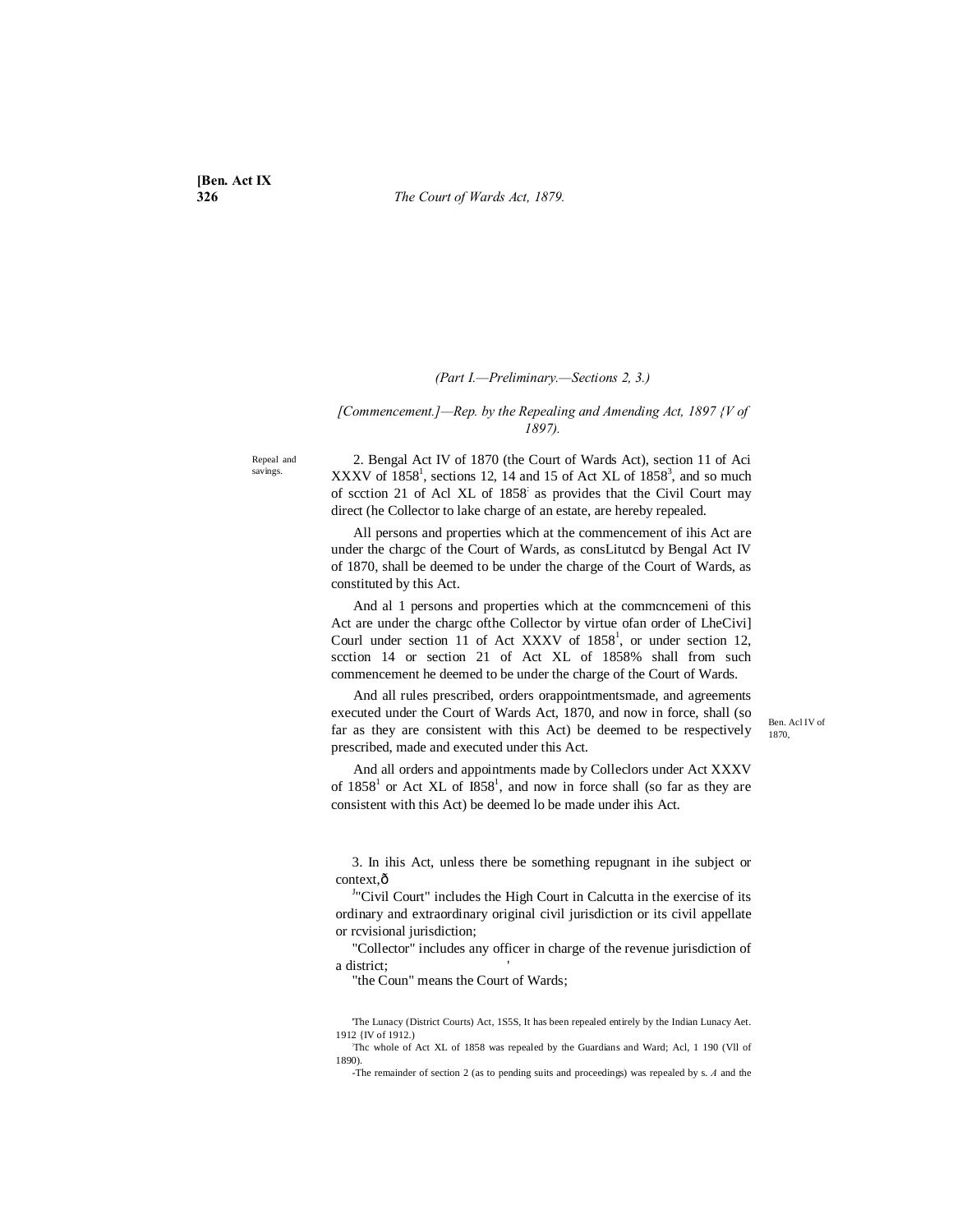(Part I.—Preliminary.—Sections 2, 3.)

[Commencement.]—Rep. by the Repealing and Amending Act, 1897 {V of 1897).

Repeal and savings.

2. Bengal Act IV of 1870 (the Court of Wards Act), section 11 of Aci XXXV of 1858[1], sections 12, 14 and 15 of Act XL of 1858[3], and so much of scction 21 of Acl XL of 1858[:] as provides that the Civil Court may direct (he Collector to lake charge of an estate, are hereby repealed.

All persons and properties which at the commencement of ihis Act are under the chargc of the Court of Wards, as consLitutcd by Bengal Act IV of 1870, shall be deemed to be under the charge of the Court of Wards, as constituted by this Act.

And al 1 persons and properties which at the commcncemeni of this Act are under the chargc ofthe Collector by virtue ofan order of LheCivi] Courl under section 11 of Act XXXV of 1858[1], or under section 12, scction 14 or section 21 of Act XL of 1858% shall from such commencement he deemed to be under the charge of the Court of Wards.

And all rules prescribed, orders orappointmentsmade, and agreements executed under the Court of Wards Act, 1870, and now in force, shall (so far as they are consistent with this Act) be deemed to be respectively prescribed, made and executed under this Act.

Ben. Acl IV of 1870,

And all orders and appointments made by Colleclors under Act XXXV of 1858[1] or Act XL of I858[1], and now in force shall (so far as they are consistent with this Act) be deemed lo be made under ihis Act.

3. In ihis Act, unless there be something repugnant in ihe subject or context,ð

[J]"Civil Court" includes the High Court in Calcutta in the exercise of its ordinary and extraordinary original civil jurisdiction or its civil appellate or rcvisional jurisdiction;

"Collector" includes any officer in charge of the revenue jurisdiction of a district; '

"the Coun" means the Court of Wards;

'The Lunacy (District Courts) Act, 1S5S, It has been repealed entirely by the Indian Lunacy Aet. 1912 {IV of 1912.)

[:]Thc whole of Act XL of 1858 was repealed by the Guardians and Ward; Acl, 1 190 (Vll of 1890).

-The remainder of section 2 (as to pending suits and proceedings) was repealed by s. *A* and the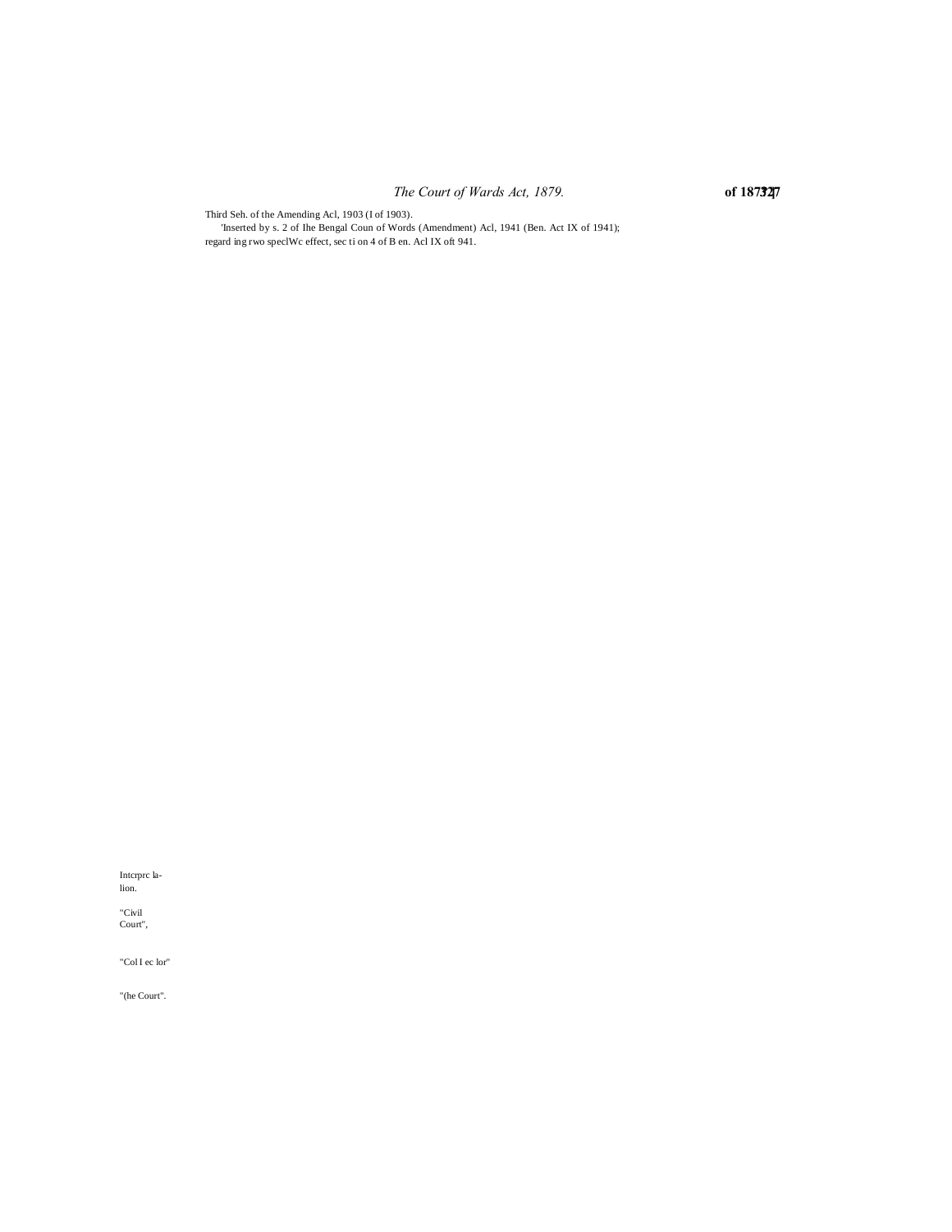Third Seh. of the Amending Acl, 1903 (I of 1903).

'Inserted by s. 2 of Ihe Bengal Coun of Words (Amendment) Acl, 1941 (Ben. Act IX of 1941); regard ing rwo speclWc effect, sec ti on 4 of B en. Acl IX oft 941.

Intcrprc la-
lion.

"Civil
Court",

"Col I ec lor"

"(he Court".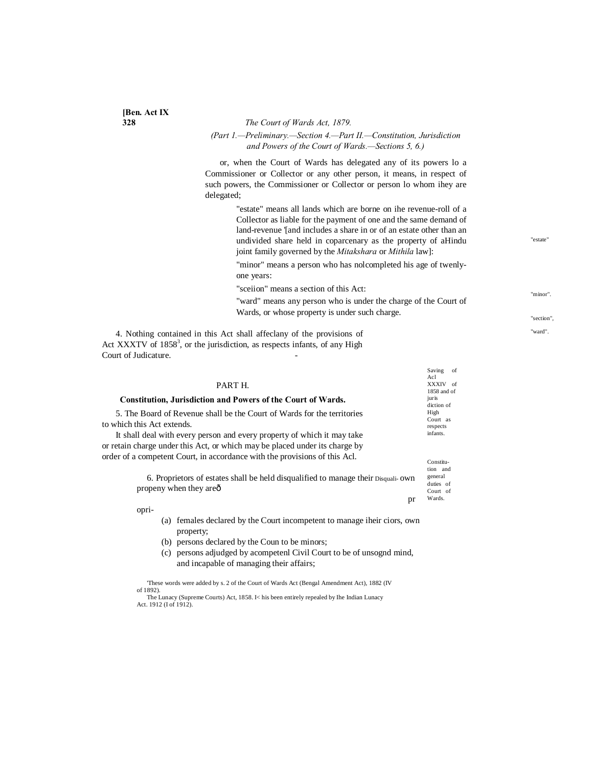or, when the Court of Wards has delegated any of its powers lo a Commissioner or Collector or any other person, it means, in respect of such powers, the Commissioner or Collector or person lo whom ihey are delegated;

"estate" means all lands which are borne on ihe revenue-roll of a Collector as liable for the payment of one and the same demand of land-revenue '[and includes a share in or of an estate other than an undivided share held in coparcenary as the property of aHindu joint family governed by the *Mitakshara* or *Mithila* law]:

"minor" means a person who has nolcompleted his age of twenly-one years:

"sceiion" means a section of this Act:

"ward" means any person who is under the charge of the Court of Wards, or whose property is under such charge.

"estate"

"minor".

"section",

"ward".

Saving of Acl XXXIV of 1858 and of juris diction of High Court as respects infants.

4. Nothing contained in this Act shall affeclany of the provisions of Act XXXTV of 1858[3], or the jurisdiction, as respects infants, of any High Court of Judicature.

## PART H.

### Constitution, Jurisdiction and Powers of the Court of Wards.

Constitu-tion and general duties of Court of Wards.

5. The Board of Revenue shall be the Court of Wards for the territories to which this Act extends.

It shall deal with every person and every property of which it may take or retain charge under this Act, or which may be placed under its charge by order of a competent Court, in accordance with the provisions of this Acl.

Disquali-fication of propri-etors.

6. Proprietors of estates shall be held disqualified to manage their own propeny when they areð

(a) females declared by the Court incompetent to manage iheir own property;
(b) persons declared by the Coun to be minors;
(c) persons adjudged by acompetenl Civil Court to be of unsognd mind, and incapable of managing their affairs;

'These words were added by s. 2 of the Court of Wards Act (Bengal Amendment Act), 1882 (IV of 1892).

The Lunacy (Supreme Courts) Act, 1858. I< his been entirely repealed by Ihe Indian Lunacy Act. 1912 (I of 1912).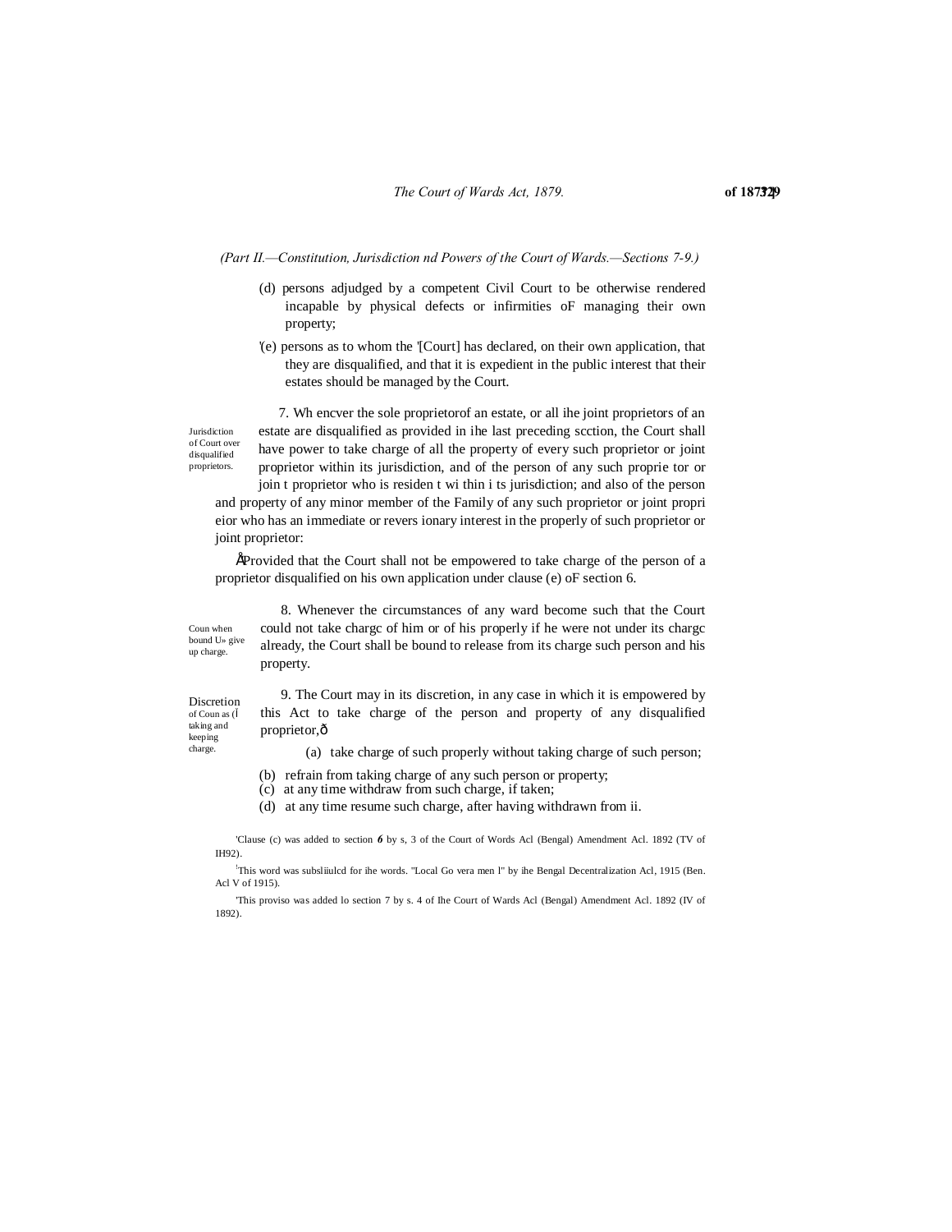*(Part II.—Constitution, Jurisdiction nd Powers of the Court of Wards.—Sections 7-9.)*

(d) persons adjudged by a competent Civil Court to be otherwise rendered incapable by physical defects or infirmities oF managing their own property;

'(e) persons as to whom the '[Court] has declared, on their own application, that they are disqualified, and that it is expedient in the public interest that their estates should be managed by the Court.

Jurisdiction of Court over disqualified proprietors.

7. Wh encver the sole proprietorof an estate, or all ihe joint proprietors of an estate are disqualified as provided in ihe last preceding scction, the Court shall have power to take charge of all the property of every such proprietor or joint proprietor within its jurisdiction, and of the person of any such proprie tor or join t proprietor who is residen t wi thin i ts jurisdiction; and also of the person and property of any minor member of the Family of any such proprietor or joint propri eior who has an immediate or revers ionary interest in the properly of such proprietor or joint proprietor:

Provided that the Court shall not be empowered to take charge of the person of a proprietor disqualified on his own application under clause (e) oF section 6.

Coun when bound U» give up charge.

8. Whenever the circumstances of any ward become such that the Court could not take chargc of him or of his properly if he were not under its chargc already, the Court shall be bound to release from its charge such person and his property.

Discretion of Coun as (I taking and keeping charge.

9. The Court may in its discretion, in any case in which it is empowered by this Act to take charge of the person and property of any disqualified proprietor,—

(a) take charge of such properly without taking charge of such person;

(b) refrain from taking charge of any such person or property;

(c) at any time withdraw from such charge, if taken;

(d) at any time resume such charge, after having withdrawn from ii.

'Clause (c) was added to section *6* by s, 3 of the Court of Words Acl (Bengal) Amendment Acl. 1892 (TV of IH92).

[1]This word was subsliiulcd for ihe words. "Local Go vera men l" by ihe Bengal Decentralization Acl, 1915 (Ben. Acl V of 1915).

'This proviso was added lo section 7 by s. 4 of Ihe Court of Wards Acl (Bengal) Amendment Acl. 1892 (IV of 1892).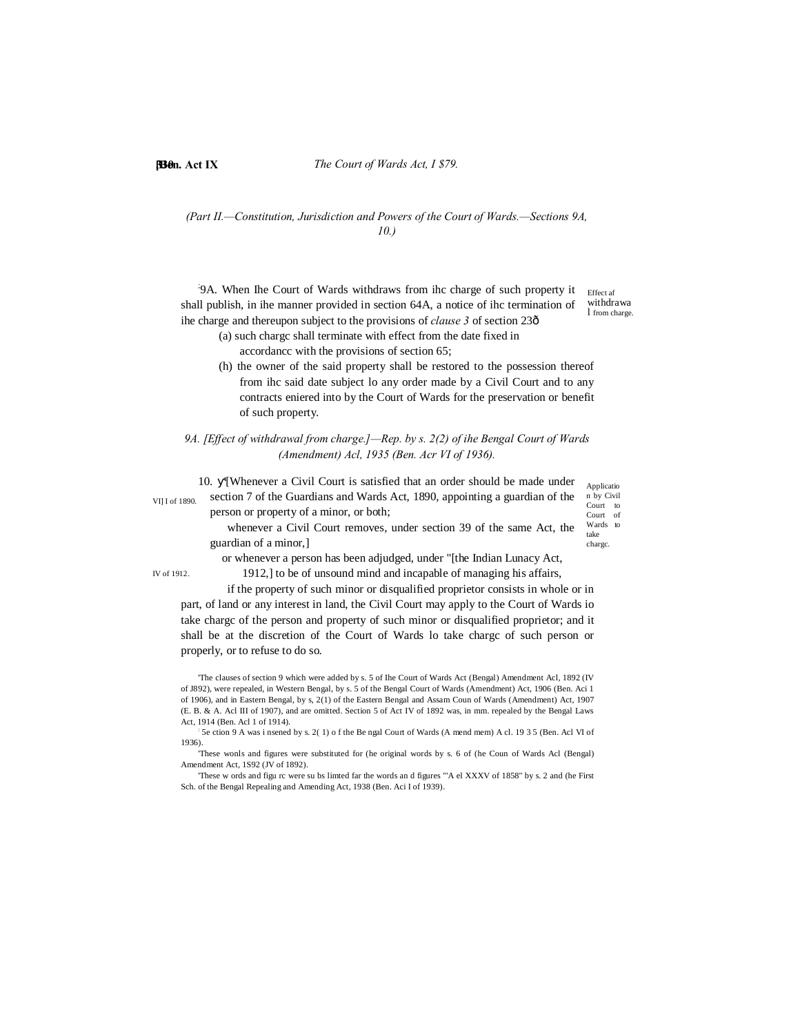*(Part II.—Constitution, Jurisdiction and Powers of the Court of Wards.—Sections 9A, 10.)*

:9A. When Ihe Court of Wards withdraws from ihc charge of such property it shall publish, in ihe manner provided in section 64A, a notice of ihc termination of ihe charge and thereupon subject to the provisions of *clause 3* of section 23ð

Effect af withdrawal from charge.

(a) such chargc shall terminate with effect from the date fixed in accordancc with the provisions of section 65;

(h) the owner of the said property shall be restored to the possession thereof from ihc said date subject lo any order made by a Civil Court and to any contracts eniered into by the Court of Wards for the preservation or benefit of such property.

*9A. [Effect of withdrawal from charge.]—Rep. by s. 2(2) of ihe Bengal Court of Wards (Amendment) Acl, 1935 (Ben. Acr VI of 1936).*

10. ץ'[Whenever a Civil Court is satisfied that an order should be made under section 7 of the Guardians and Wards Act, 1890, appointing a guardian of the person or property of a minor, or both;

Application by Civil Court to Court of Wards to take chargc.

VI] I of 1890.

whenever a Civil Court removes, under section 39 of the same Act, the guardian of a minor,]

or whenever a person has been adjudged, under "[the Indian Lunacy Act, 1912,] to be of unsound mind and incapable of managing his affairs,

IV of 1912.

if the property of such minor or disqualified proprietor consists in whole or in part, of land or any interest in land, the Civil Court may apply to the Court of Wards io take chargc of the person and property of such minor or disqualified proprietor; and it shall be at the discretion of the Court of Wards lo take chargc of such person or properly, or to refuse to do so.

'The clauses of section 9 which were added by s. 5 of Ihe Court of Wards Act (Bengal) Amendment Acl, 1892 (IV of J892), were repealed, in Western Bengal, by s. 5 of the Bengal Court of Wards (Amendment) Act, 1906 (Ben. Aci 1 of 1906), and in Eastern Bengal, by s, 2(1) of the Eastern Bengal and Assam Coun of Wards (Amendment) Act, 1907 (E. B. & A. Acl III of 1907), and are omitted. Section 5 of Act IV of 1892 was, in mm. repealed by the Bengal Laws Act, 1914 (Ben. Acl 1 of 1914).

: 5e ction 9 A was i nsened by s. 2( 1) o f the Be ngal Court of Wards (A mend mem) A cl. 19 3 5 (Ben. Acl VI of 1936).

'These wonls and figures were substituted for (he original words by s. 6 of (he Coun of Wards Acl (Bengal) Amendment Act, 1S92 (JV of 1892).

'These w ords and figu rc were su bs limted far the words an d figures "'A el XXXV of 1858" by s. 2 and (he First Sch. of the Bengal Repealing and Amending Act, 1938 (Ben. Aci I of 1939).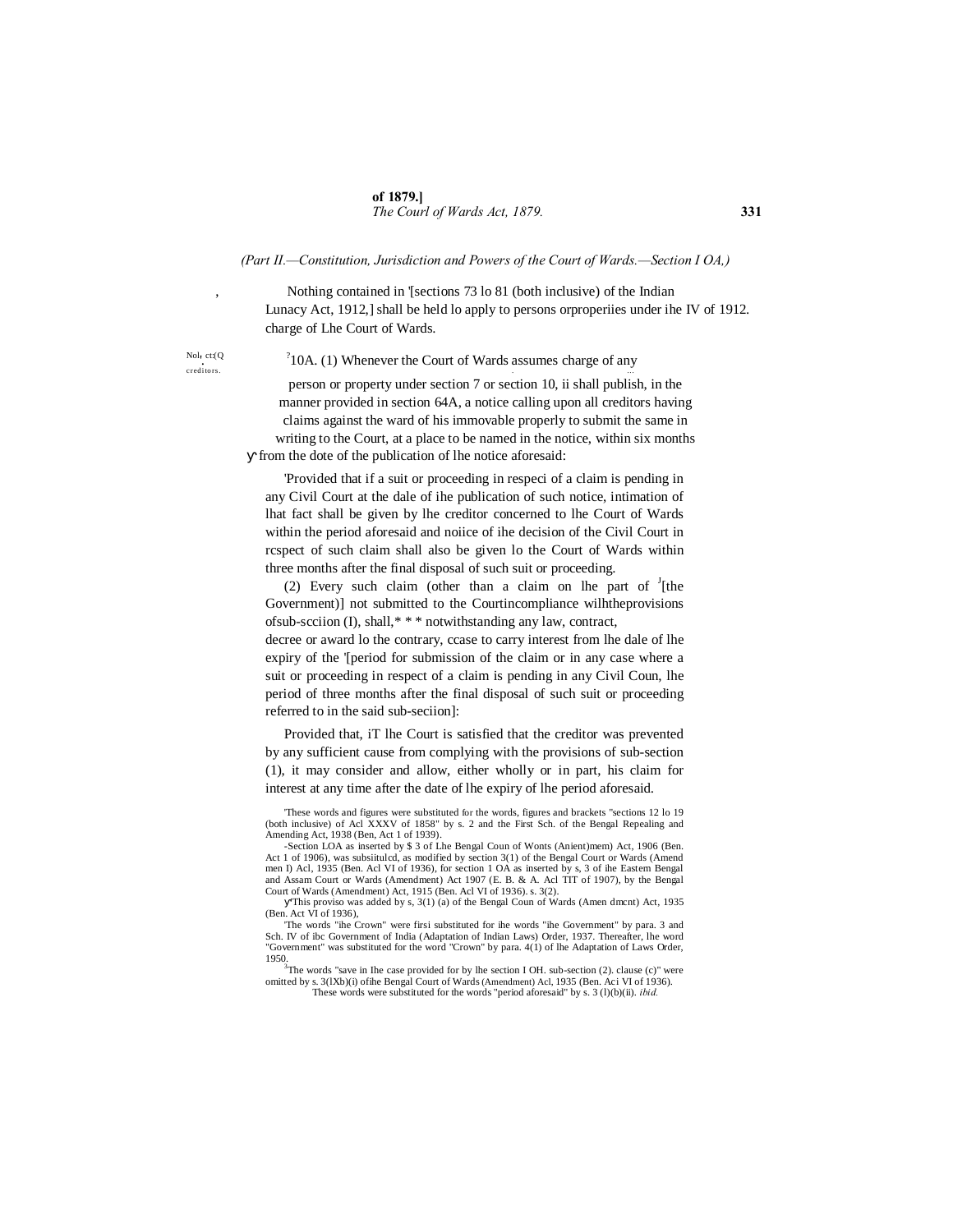*(Part II.—Constitution, Jurisdiction and Powers of the Court of Wards.—Section I OA,)*

Nothing contained in '[sections 73 lo 81 (both inclusive) of the Indian Lunacy Act, 1912,] shall be held lo apply to persons orproperiies under ihe charge of Lhe Court of Wards. IV of 1912.

Nol, ct:(Q creditors.

[2]10A. (1) Whenever the Court of Wards assumes charge of any person or property under section 7 or section 10, ii shall publish, in the manner provided in section 64A, a notice calling upon all creditors having claims against the ward of his immovable properly to submit the same in writing to the Court, at a place to be named in the notice, within six months from the dote of the publication of lhe notice aforesaid:

'Provided that if a suit or proceeding in respeci of a claim is pending in any Civil Court at the dale of ihe publication of such notice, intimation of lhat fact shall be given by lhe creditor concerned to lhe Court of Wards within the period aforesaid and noiice of ihe decision of the Civil Court in rcspect of such claim shall also be given lo the Court of Wards within three months after the final disposal of such suit or proceeding.

(2) Every such claim (other than a claim on lhe part of [J][the Government)] not submitted to the Courtincompliance wilhtheprovisions ofsub-scciion (I), shall,* * * notwithstanding any law, contract, decree or award lo the contrary, ccase to carry interest from lhe dale of lhe expiry of the '[period for submission of the claim or in any case where a suit or proceeding in respect of a claim is pending in any Civil Coun, lhe period of three months after the final disposal of such suit or proceeding referred to in the said sub-seciion]:

Provided that, iT lhe Court is satisfied that the creditor was prevented by any sufficient cause from complying with the provisions of sub-section (1), it may consider and allow, either wholly or in part, his claim for interest at any time after the date of lhe expiry of lhe period aforesaid.

'These words and figures were substituted for the words, figures and brackets "sections 12 lo 19 (both inclusive) of Acl XXXV of 1858" by s. 2 and the First Sch. of the Bengal Repealing and Amending Act, 1938 (Ben, Act 1 of 1939).

-Section LOA as inserted by $ 3 of Lhe Bengal Coun of Wonts (Anient)mem) Act, 1906 (Ben. Act 1 of 1906), was subsiitulcd, as modified by section 3(1) of the Bengal Court or Wards (Amend men I) Acl, 1935 (Ben. Acl VI of 1936), for section 1 OA as inserted by s, 3 of ihe Eastern Bengal and Assam Court or Wards (Amendment) Act 1907 (E. B. & A. Acl TIT of 1907), by the Bengal Court of Wards (Amendment) Act, 1915 (Ben. Acl VI of 1936). s. 3(2).

This proviso was added by s, 3(1) (a) of the Bengal Coun of Wards (Amen dmcnt) Act, 1935 (Ben. Act VI of 1936),

'The words "ihe Crown" were firsi substituted for ihe words "ihe Government" by para. 3 and Sch. IV of ibc Government of India (Adaptation of Indian Laws) Order, 1937. Thereafter, lhe word "Government" was substituted for the word "Crown" by para. 4(1) of lhe Adaptation of Laws Order, 1950.

[3]The words "save in Ihe case provided for by lhe section I OH. sub-section (2). clause (c)" were omitted by s. 3(lXb)(i) ofihe Bengal Court of Wards (Amendment) Acl, 1935 (Ben. Aci VI of 1936).

These words were substituted for the words "period aforesaid" by s. 3 (l)(b)(ii). *ibid.*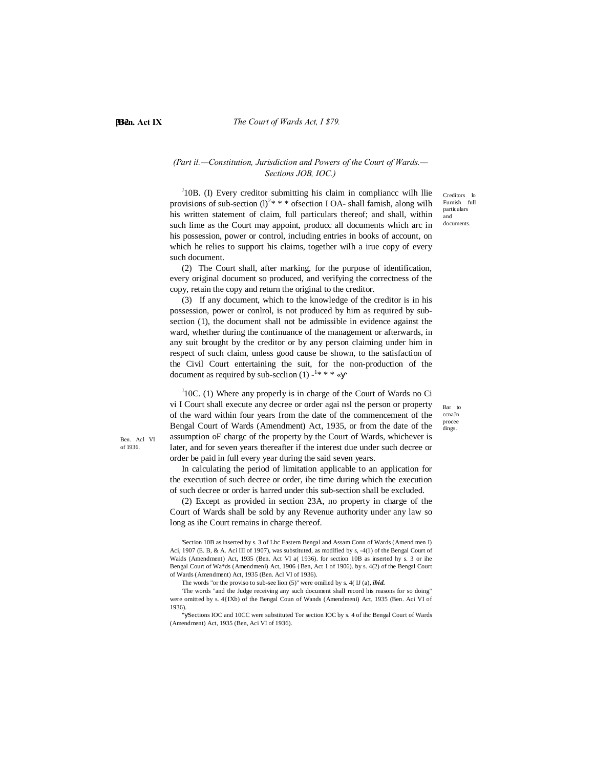(Part il.—Constitution, Jurisdiction and Powers of the Court of Wards.— Sections JOB, IOC.)

Creditors lo Furnish full particulars and documents.

[1]10B. (I) Every creditor submitting his claim in compliancc wilh llie provisions of sub-section (l)[2]* * * ofsection I OA- shall famish, along wilh his written statement of claim, full particulars thereof; and shall, within such lime as the Court may appoint, producc all documents which arc in his possession, power or control, including entries in books of account, on which he relies to support his claims, together wilh a irue copy of every such document.

(2) The Court shall, after marking, for the purpose of identification, every original document so produced, and verifying the correctness of the copy, retain the copy and return the original to the creditor.

(3) If any document, which to the knowledge of the creditor is in his possession, power or conlrol, is not produced by him as required by sub-section (1), the document shall not be admissible in evidence against the ward, whether during the continuance of the management or afterwards, in any suit brought by the creditor or by any person claiming under him in respect of such claim, unless good cause be shown, to the satisfaction of the Civil Court entertaining the suit, for the non-production of the document as required by sub-scclion (1) -[1]* * * «ץ

Bar to ccnaJn proceedings.

Ben. Acl VI of 1936.

[J]10C. (1) Where any properly is in charge of the Court of Wards no Ci vi I Court shall execute any decree or order agai nsl the person or property of the ward within four years from the date of the commencement of the Bengal Court of Wards (Amendment) Act, 1935, or from the date of the assumption oF chargc of the property by the Court of Wards, whichever is later, and for seven years thereafter if the interest due under such decree or order be paid in full every year during the said seven years.

In calculating the period of limitation applicable to an application for the execution of such decree or order, ihe time during which the execution of such decree or order is barred under this sub-section shall be excluded.

(2) Except as provided in section 23A, no property in charge of the Court of Wards shall be sold by any Revenue authority under any law so long as ihe Court remains in charge thereof.

'Section 10B as inserted by s. 3 of Lhc Eastern Bengal and Assam Conn of Wards (Amend men I) Aci, 1907 (E. B, & A. Aci III of 1907), was substituted, as modified by s, -4(1) of the Bengal Court of Waids (Amendment) Act, 1935 (Ben. Act VI a( 1936). for section 10B as inserted hy s. 3 or ihe Bengal Court of Wa*ds (Amendmeni) Act, 1906 {Ben, Act 1 of 1906). by s. 4(2) of the Bengal Court of Wards (Amendment) Act, 1935 (Ben. Acl VI of 1936).

The words "or the proviso to sub-see lion (5)" were omilied by s. 4( IJ (a), ***ibid.***

'The words "and the Judge receiving any such document shall record his reasons for so doing" were omitted by s. 4{IXb) of the Bengal Coun of Wands (Amendmeni) Act, 1935 (Ben. Aci VI of 1936).

"ץSections IOC and 10CC were substituted Tor section IOC by s. 4 of ihc Bengal Court of Wards (Amendment) Act, 1935 (Ben, Aci VI of 1936).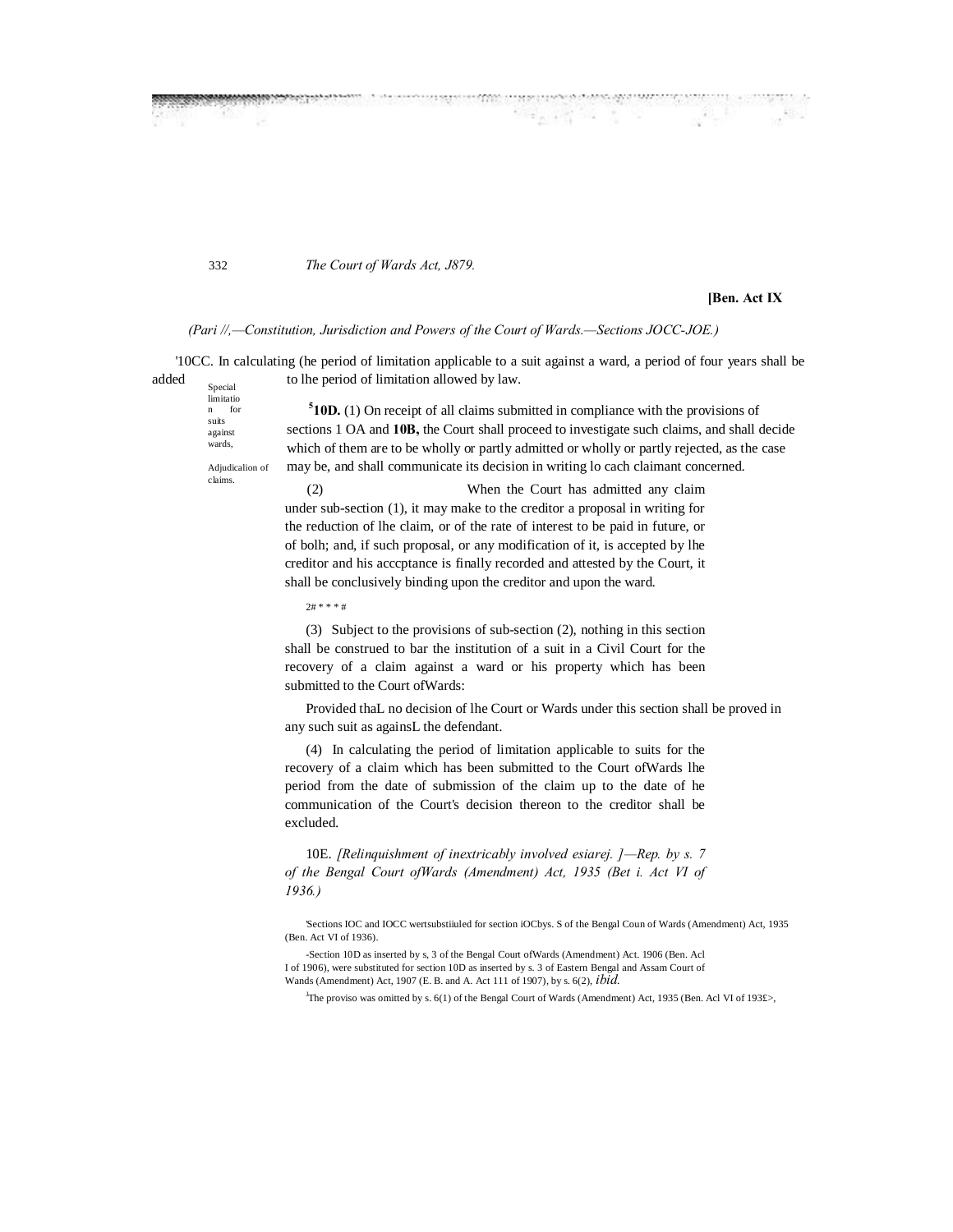*(Pari //,—Constitution, Jurisdiction and Powers of the Court of Wards.—Sections JOCC-JOE.)*

'10CC. In calculating (he period of limitation applicable to a suit against a ward, a period of four years shall be added to lhe period of limitation allowed by law.

Special limitation for suits against wards,

Adjudicalion of claims.

[5]**10D.** (1) On receipt of all claims submitted in compliance with the provisions of sections 1 OA and **10B,** the Court shall proceed to investigate such claims, and shall decide which of them are to be wholly or partly admitted or wholly or partly rejected, as the case may be, and shall communicate its decision in writing lo cach claimant concerned.

(2) When the Court has admitted any claim under sub-section (1), it may make to the creditor a proposal in writing for the reduction of lhe claim, or of the rate of interest to be paid in future, or of bolh; and, if such proposal, or any modification of it, is accepted by lhe creditor and his acccptance is finally recorded and attested by the Court, it shall be conclusively binding upon the creditor and upon the ward.

2# * * * #

(3) Subject to the provisions of sub-section (2), nothing in this section shall be construed to bar the institution of a suit in a Civil Court for the recovery of a claim against a ward or his property which has been submitted to the Court ofWards:

Provided thaL no decision of lhe Court or Wards under this section shall be proved in any such suit as againsL the defendant.

(4) In calculating the period of limitation applicable to suits for the recovery of a claim which has been submitted to the Court ofWards lhe period from the date of submission of the claim up to the date of he communication of the Court's decision thereon to the creditor shall be excluded.

10E. *[Relinquishment of inextricably involved esiarej. ]—Rep. by s. 7 of the Bengal Court ofWards (Amendment) Act, 1935 (Bet i. Act VI of 1936.)*

'Sections IOC and IOCC wertsubstiiuled for section iOCbys. S of the Bengal Coun of Wards (Amendment) Act, 1935 (Ben. Act VI of 1936).

-Section 10D as inserted by s, 3 of the Bengal Court ofWards (Amendment) Act. 1906 (Ben. Acl I of 1906), were substituted for section 10D as inserted by s. 3 of Eastern Bengal and Assam Court of Wands (Amendment) Act, 1907 (E. B. and A. Act 111 of 1907), by s. 6(2), *ibid.*

[3]The proviso was omitted by s. 6(1) of the Bengal Court of Wards (Amendment) Act, 1935 (Ben. Acl VI of 193£>,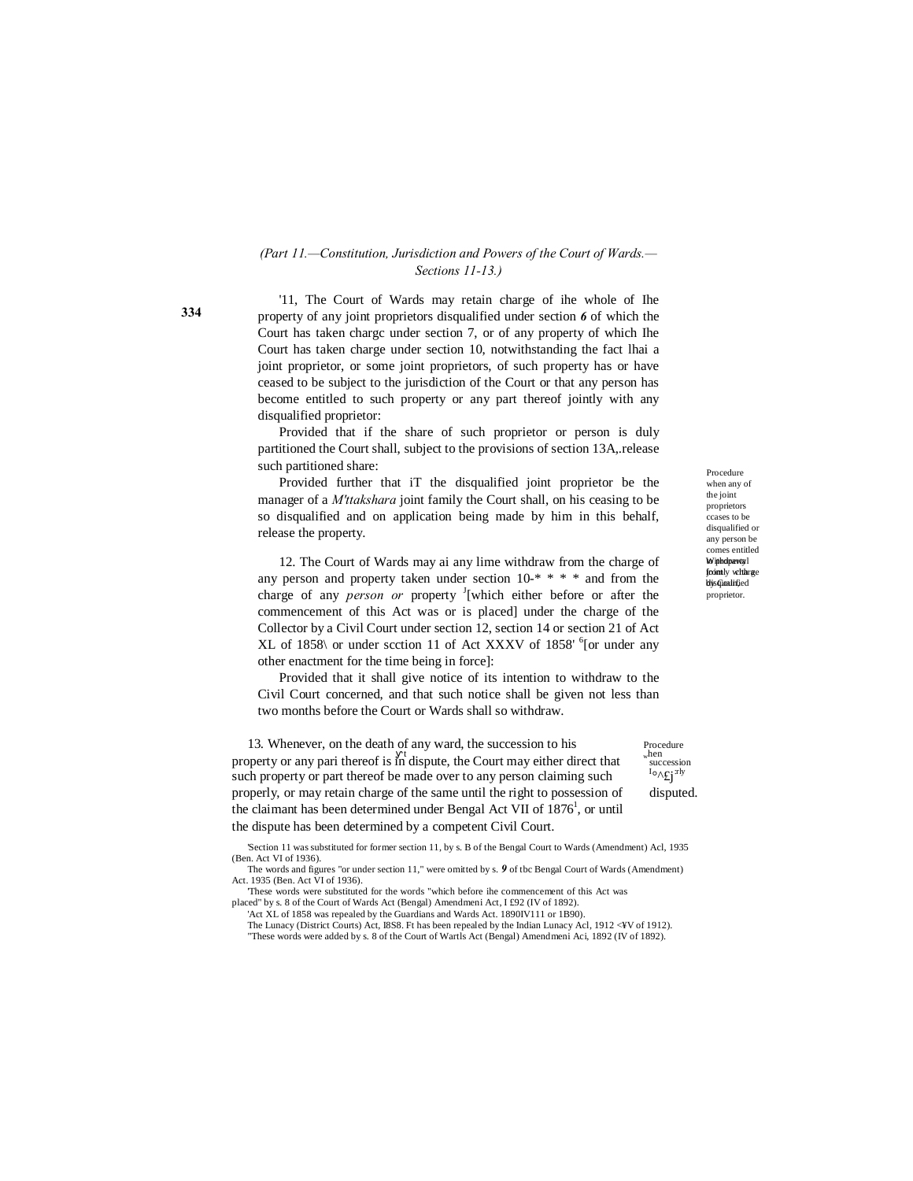*(Part 11.—Constitution, Jurisdiction and Powers of the Court of Wards.—Sections 11-13.)*

Procedure when any of the joint proprietors ccases to be disqualified or any person be comes entitled to property jointly with a disqualified proprietor.

'11, The Court of Wards may retain charge of ihe whole of Ihe property of any joint proprietors disqualified under section ***6*** of which the Court has taken chargc under section 7, or of any property of which Ihe Court has taken charge under section 10, notwithstanding the fact lhai a joint proprietor, or some joint proprietors, of such property has or have ceased to be subject to the jurisdiction of the Court or that any person has become entitled to such property or any part thereof jointly with any disqualified proprietor:

Provided that if the share of such proprietor or person is duly partitioned the Court shall, subject to the provisions of section 13A,.release such partitioned share:

Provided further that iT the disqualified joint proprietor be the manager of a *M'ttakshara* joint family the Court shall, on his ceasing to be so disqualified and on application being made by him in this behalf, release the property.

Withdrawal from charge by Court.

12. The Court of Wards may ai any lime withdraw from the charge of any person and property taken under section 10-* * * * and from the charge of any *person or* property [3][which either before or after the commencement of this Act was or is placed] under the charge of the Collector by a Civil Court under section 12, section 14 or section 21 of Act XL of 1858\ or under scction 11 of Act XXXV of 1858' [6][or under any other enactment for the time being in force]:

Provided that it shall give notice of its intention to withdraw to the Civil Court concerned, and that such notice shall be given not less than two months before the Court or Wards shall so withdraw.

Procedure when succession to property disputed.

13. Whenever, on the death of any ward, the succession to his property or any pari thereof is in dispute, the Court may either direct that such property or part thereof be made over to any person claiming such properly, or may retain charge of the same until the right to possession of the claimant has been determined under Bengal Act VII of 1876[1], or until the dispute has been determined by a competent Civil Court.

'Section 11 was substituted for former section 11, by s. B of the Bengal Court to Wards (Amendment) Acl, 1935 (Ben. Act VI of 1936).

The words and figures "or under section 11," were omitted by s. ***9*** of tbc Bengal Court of Wards (Amendment) Act. 1935 (Ben. Act VI of 1936).

'These words were substituted for the words "which before ihe commencement of this Act was placed" by s. 8 of the Court of Wards Act (Bengal) Amendmeni Act, I £92 (IV of 1892).

'Act XL of 1858 was repealed by the Guardians and Wards Act. 1890IV111 or 1B90).

The Lunacy (District Courts) Act, I8S8. Ft has been repealed by the Indian Lunacy Acl, 1912 <¥V of 1912).

"These words were added by s. 8 of the Court of Wartls Act (Bengal) Amendmeni Aci, 1892 (IV of 1892).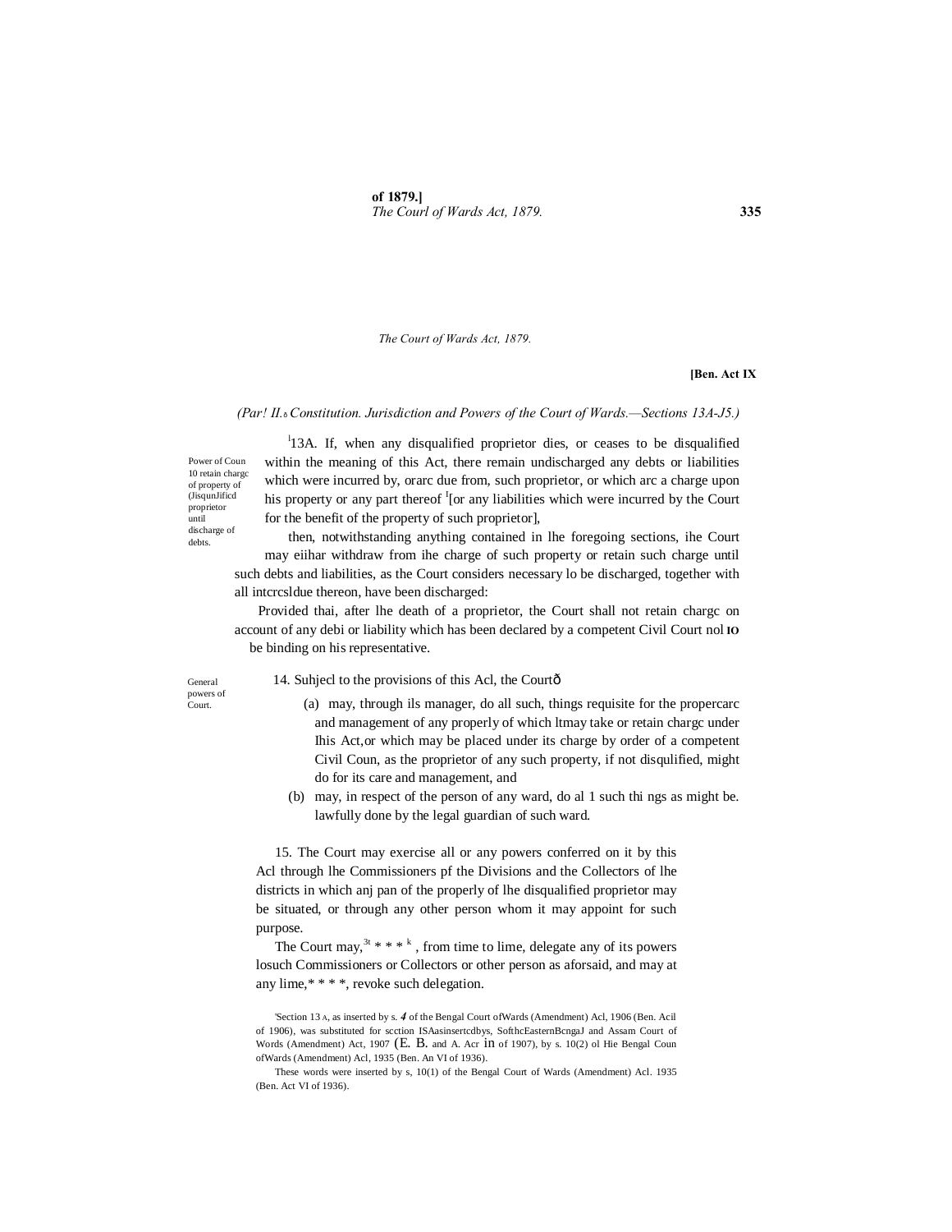*(Par! II.—Constitution. Jurisdiction and Powers of the Court of Wards.—Sections 13A-J5.)*

Power of Coun 10 retain chargc of property of (JisqunJificd proprietor until discharge of debts.

[1]13A. If, when any disqualified proprietor dies, or ceases to be disqualified within the meaning of this Act, there remain undischarged any debts or liabilities which were incurred by, orarc due from, such proprietor, or which arc a charge upon his property or any part thereof [1][or any liabilities which were incurred by the Court for the benefit of the property of such proprietor],

then, notwithstanding anything contained in lhe foregoing sections, ihe Court may eiihar withdraw from ihe charge of such property or retain such charge until such debts and liabilities, as the Court considers necessary lo be discharged, together with all intcrcsldue thereon, have been discharged:

Provided thai, after lhe death of a proprietor, the Court shall not retain chargc on account of any debi or liability which has been declared by a competent Civil Court nol IO be binding on his representative.

General powers of Court.

14. Suhjecl to the provisions of this Acl, the Courtð

(a) may, through ils manager, do all such, things requisite for the propercarc and management of any properly of which ltmay take or retain chargc under Ihis Act,or which may be placed under its charge by order of a competent Civil Coun, as the proprietor of any such property, if not disqulified, might do for its care and management, and

(b) may, in respect of the person of any ward, do al 1 such thi ngs as might be. lawfully done by the legal guardian of such ward.

15. The Court may exercise all or any powers conferred on it by this Acl through lhe Commissioners pf the Divisions and the Collectors of lhe districts in which anj pan of the properly of lhe disqualified proprietor may be situated, or through any other person whom it may appoint for such purpose.

The Court may,[3t] * * * [k] , from time to lime, delegate any of its powers losuch Commissioners or Collectors or other person as aforsaid, and may at any lime,* * * *, revoke such delegation.

'Section 13 A, as inserted by s. *4* of the Bengal Court ofWards (Amendment) Acl, 1906 (Ben. Acil of 1906), was substituted for scction ISAasinsertcdbys, SofthcEasternBcngaJ and Assam Court of Words (Amendment) Act, 1907 (E. B. and A. Acr in of 1907), by s. 10(2) ol Hie Bengal Coun ofWards (Amendment) Acl, 1935 (Ben. An VI of 1936).

These words were inserted by s, 10(1) of the Bengal Court of Wards (Amendment) Acl. 1935 (Ben. Act VI of 1936).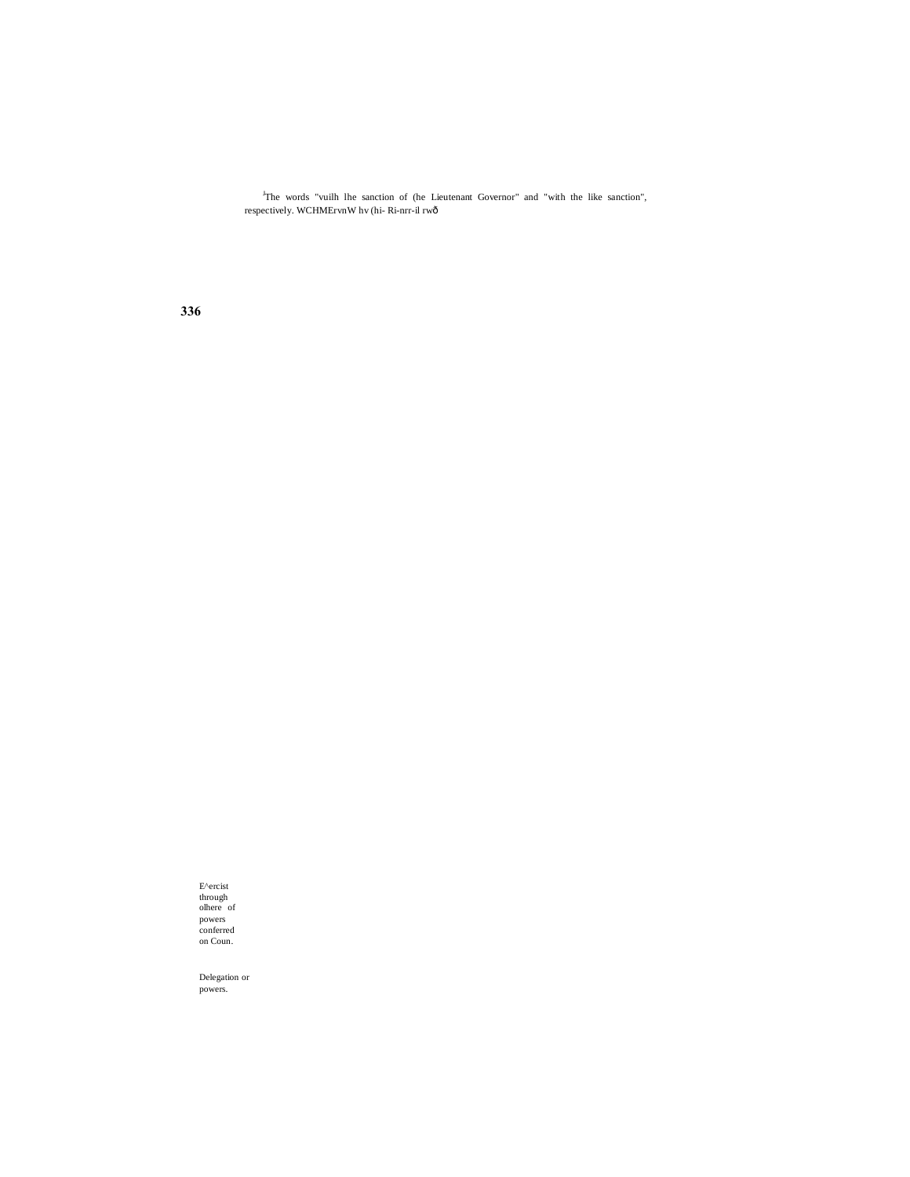[1]The words "vuilh lhe sanction of (he Lieutenant Governor" and "with the like sanction", respectively. WCHMErvnW hv (hi- Ri-nrr-il rwð

E^ercist through olhere of powers conferred on Coun.

Delegation or powers.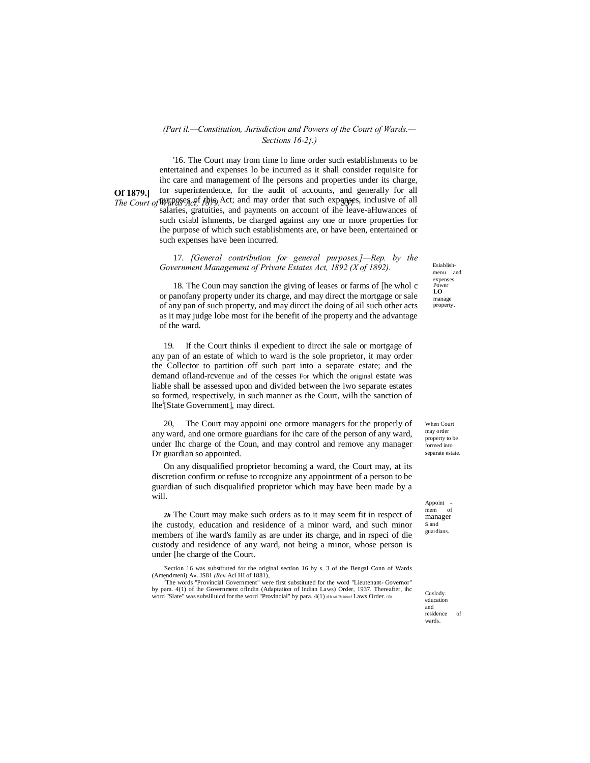(Part il.—Constitution, Jurisdiction and Powers of the Court of Wards.—Sections 16-2}.)

'16. The Court may from time lo lime order such establishments to be entertained and expenses lo be incurred as it shall consider requisite for ihc care and management of Ihe persons and properties under its charge, for superintendence, for the audit of accounts, and generally for all purposes of this Act; and may order that such expenses, inclusive of all salaries, gratuities, and payments on account of ihe leave-aHuwances of such csiabl ishments, be charged against any one or more properties for ihe purpose of which such establishments are, or have been, entertained or such expenses have been incurred.

Esiablish-menu and expenses.

17. *[General contribution for general purposes.]—Rep. by the Government Management of Private Estates Act, 1892 (X of 1892).*

18. The Coun may sanction ihe giving of leases or farms of [he whol c or panofany property under its charge, and may direct the mortgage or sale of any pan of such property, and may dircct ihe doing of ail such other acts as it may judge lobe most for ihe benefit of ihe property and the advantage of the ward.

Power LO manage property.

19. If the Court thinks il expedient to dircct ihe sale or mortgage of any pan of an estate of which to ward is the sole proprietor, it may order the Collector to partition off such part into a separate estate; and the demand ofland-rcvenue and of the cesses For which the original estate was liable shall be assessed upon and divided between the iwo separate estates so formed, respectively, in such manner as the Court, wilh the sanction of lhe[1][State Government], may direct.

When Court may order property to be formed into separate estate.

20, The Court may appoini one ormore managers for the properly of any ward, and one ormore guardians for ihc care of the person of any ward, under Ihc charge of the Coun, and may control and remove any manager Dr guardian so appointed.

On any disqualified proprietor becoming a ward, the Court may, at its discretion confirm or refuse to rccognize any appointment of a person to be guardian of such disqualified proprietor which may have been made by a will.

Appoint-mem of managers and guardians.

***2h*** The Court may make such orders as to it may seem fit in respcct of ihe custody, education and residence of a minor ward, and such minor members of ihe ward's family as are under its charge, and in rspeci of die custody and residence of any ward, not being a minor, whose person is under [he charge of the Court.

Cuslody. education and residence of wards.

'Section 16 was substituted for the original section 16 by s. 3 of the Bengal Conn of Wards (Amendmeni) A«. JS81 *(Ben* Acl HI of 1881),

[1]The words "Provincial Government" were first substituted for the word "Lieutenant- Governor" by para. 4(1) of ihe Government oflndin (Adaptation of Indian Laws) Order, 1937. Thereafter, ihc word "Slate" was subslilulcd for the word "Provincial" by para. 4(1) of the Adaptation of Laws Order, 1950.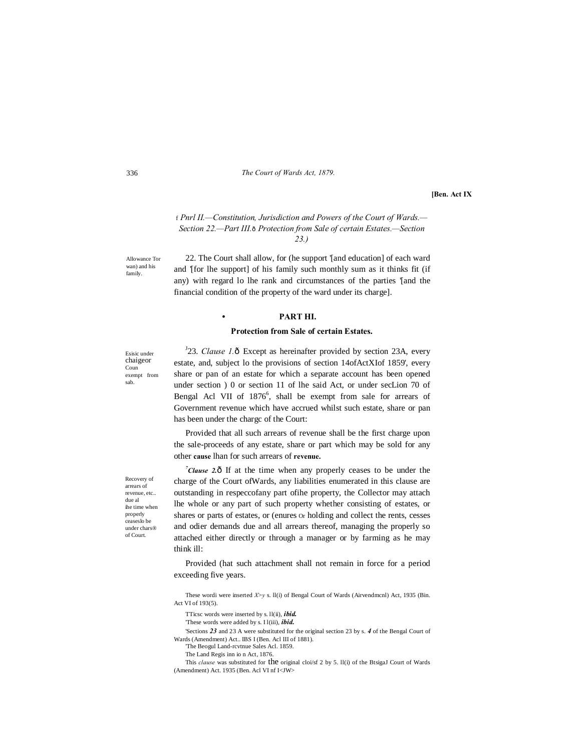[Ben. Act IX

f Pnrl II.—Constitution, Jurisdiction and Powers of the Court of Wards.—Section 22.—Part III.ð Protection from Sale of certain Estates.—Section 23.)

Allowance Tor wan) and his family.

22. The Court shall allow, for (he support '[and education] of each ward and '[for lhe support] of his family such monthly sum as it thinks fit (if any) with regard lo lhe rank and circumstances of the parties '[and the financial condition of the property of the ward under its charge].

## PART HI.

### Protection from Sale of certain Estates.

Esisic under chaigeor Coun exempt from sab.

[J]23. *Clause 1.*ð Except as hereinafter provided by section 23A, every estate, and, subject lo the provisions of section 14ofActXIof 1859', every share or pan of an estate for which a separate account has been opened under section ) 0 or section 11 of lhe said Act, or under secLion 70 of Bengal Acl VII of 1876[6], shall be exempt from sale for arrears of Government revenue which have accrued whilst such estate, share or pan has been under the chargc of the Court:

Provided that all such arrears of revenue shall be the first charge upon the sale-proceeds of any estate, share or part which may be sold for any other **cause** lhan for such arrears of **revenue.**

Recovery of arrears of revenue, etc.. due al ihe time when properly ceaseslo be under chars® of Court.

[7]***Clause 2.***ð If at the time when any properly ceases to be under the charge of the Court ofWards, any liabilities enumerated in this clause are outstanding in respeccofany part ofihe property, the Collector may attach lhe whole or any part of such property whether consisting of estates, or shares or parts of estates, or (enures Or holding and collect the rents, cesses and odier demands due and all arrears thereof, managing the properly so attached either directly or through a manager or by farming as he may think ill:

Provided (hat such attachment shall not remain in force for a period exceeding five years.

These wordi were inserted X>y s. ll(i) of Bengal Court of Wards (Airvendmcnl) Act, 1935 (Bin. Act VI of 193(5).

TTicsc words were inserted by s. ll(ii), ***ibid.***

'These words were added by s. I l(iii), ***ibid.***

'Sections ***23*** and 23 A were substituted for the original section 23 by s. ***4*** of the Bengal Court of Wards (Amendment) Act.. IBS I (Ben. Acl III of 1881).

'The Beogul Land-rcvtnue Sales Acl. 1859.

The Land Regis inn io n Act, 1876.

This *clause* was substituted for the original cloi/sf 2 by 5. ll(i) of the BtsigaJ Court of Wards (Amendment) Act. 1935 (Ben. Acl VI nf I<JW>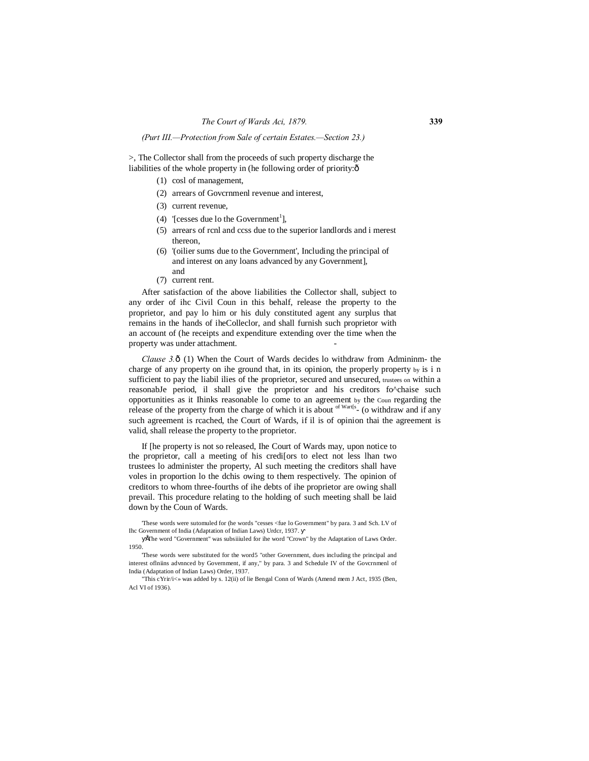*(Purt III.—Protection from Sale of certain Estates.—Section 23.)*

>, The Collector shall from the proceeds of such property discharge the liabilities of the whole property in (he following order of priority:ð

(1) cosl of management,

(2) arrears of Govcrnmenl revenue and interest,

(3) current revenue,

(4) '[cesses due lo the Government[1]],

(5) arrears of rcnl and ccss due to the superior landlords and i merest thereon,

(6) '(oilier sums due to the Government', Including the principal of and interest on any loans advanced by any Government], and

(7) current rent.

After satisfaction of the above liabilities the Collector shall, subject to any order of ihc Civil Coun in this behalf, release the property to the proprietor, and pay lo him or his duly constituted agent any surplus that remains in the hands of iheColleclor, and shall furnish such proprietor with an account of (he receipts and expenditure extending over the time when the property was under attachment. -

*Clause 3.*ð (1) When the Court of Wards decides lo withdraw from Admininm- the charge of any property on ihe ground that, in its opinion, the properly property by is i n sufficient to pay the liabil ilies of the proprietor, secured and unsecured, trustees on within a reasonabJe period, il shall give the proprietor and his creditors fo^chaise such opportunities as it Ihinks reasonable lo come to an agreement by the Coun regarding the release of the property from the charge of which it is about of Wart[s- (o withdraw and if any such agreement is rcached, the Court of Wards, if il is of opinion thai the agreement is valid, shall release the property to the proprietor.

If [he property is not so released, Ihe Court of Wards may, upon notice to the proprietor, call a meeting of his credi[ors to elect not less lhan two trustees lo administer the property, Al such meeting the creditors shall have voles in proportion lo the dchis owing to them respectively. The opinion of creditors to whom three-fourths of ihe debts of ihe proprietor are owing shall prevail. This procedure relating to the holding of such meeting shall be laid down by the Coun of Wards.

'These words were sutomuled for (he words "cesses <fue lo Government" by para. 3 and Sch. LV of Ihc Government of India (Adaptation of Indian Laws) Urdcr, 1937. ỵ'

ỵÅThe word "Government" was subsiiiuled for ihe word "Crown" by the Adaptation of Laws Order. 1950.

'These words were substituted for the word5 "other Government, dues including the principal and interest oflniins advnnced by Government, if any," by para. 3 and Schedule IV of the Govcrnmenl of India (Adaptation of Indian Laws) Order, 1937.

"This cYrir/i<» was added by s. 12(ii) of lie Bengal Conn of Wards (Amend mem J Act, 1935 (Ben, Acl VI of 1936).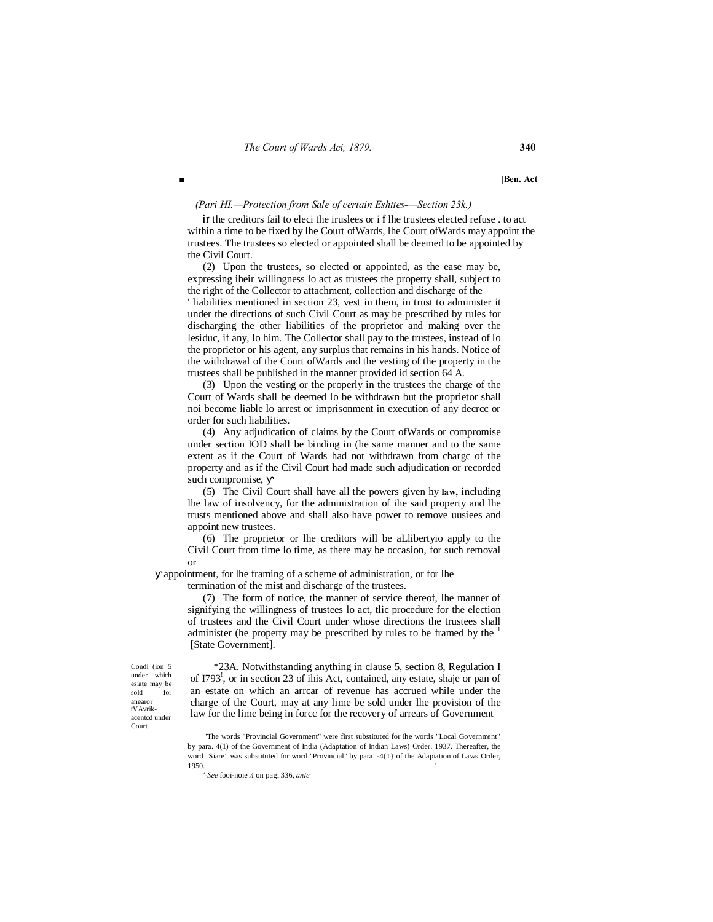(Pari HI.—Protection from Sale of certain Eshttes-—Section 23k.)

ir the creditors fail to eleci the iruslees or i f lhe trustees elected refuse . to act within a time to be fixed by lhe Court ofWards, lhe Court ofWards may appoint the trustees. The trustees so elected or appointed shall be deemed to be appointed by the Civil Court.

(2) Upon the trustees, so elected or appointed, as the ease may be, expressing iheir willingness lo act as trustees the property shall, subject to the right of the Collector to attachment, collection and discharge of the ' liabilities mentioned in section 23, vest in them, in trust to administer it under the directions of such Civil Court as may be prescribed by rules for discharging the other liabilities of the proprietor and making over the lesiduc, if any, lo him. The Collector shall pay to the trustees, instead of lo the proprietor or his agent, any surplus that remains in his hands. Notice of the withdrawal of the Court ofWards and the vesting of the property in the trustees shall be published in the manner provided id section 64 A.

(3) Upon the vesting or the properly in the trustees the charge of the Court of Wards shall be deemed lo be withdrawn but the proprietor shall noi become liable lo arrest or imprisonment in execution of any decrcc or order for such liabilities.

(4) Any adjudication of claims by the Court ofWards or compromise under section IOD shall be binding in (he same manner and to the same extent as if the Court of Wards had not withdrawn from chargc of the property and as if the Civil Court had made such adjudication or recorded such compromise,

(5) The Civil Court shall have all the powers given hy **law,** including lhe law of insolvency, for the administration of ihe said property and lhe trusts mentioned above and shall also have power to remove uusiees and appoint new trustees.

(6) The proprietor or lhe creditors will be aLlibertyio apply to the Civil Court from time lo time, as there may be occasion, for such removal or appointment, for lhe framing of a scheme of administration, or for lhe termination of the mist and discharge of the trustees.

(7) The form of notice, the manner of service thereof, lhe manner of signifying the willingness of trustees lo act, tlic procedure for the election of trustees and the Civil Court under whose directions the trustees shall administer (he property may be prescribed by rules to be framed by the [1] [State Government].

Condi (ion 5 under which esiate may be sold for anearor tVAvrik-acentcd under Court.

*23A. Notwithstanding anything in clause 5, section 8, Regulation I of I793[1], or in section 23 of ihis Act, contained, any estate, shaje or pan of an estate on which an arrcar of revenue has accrued while under the charge of the Court, may at any lime be sold under lhe provision of the law for the lime being in forcc for the recovery of arrears of Government

'The words "Provincial Government" were first substituted for ihe words "Local Government" by para. 4(1) of the Government of India (Adaptation of Indian Laws) Order. 1937. Thereafter, the word "Siare" was substituted for word "Provincial" by para. -4(1} of the Adapiation of Laws Order, 1950.

'-*See* fooi-noie *A* on pagi 336, *ante.*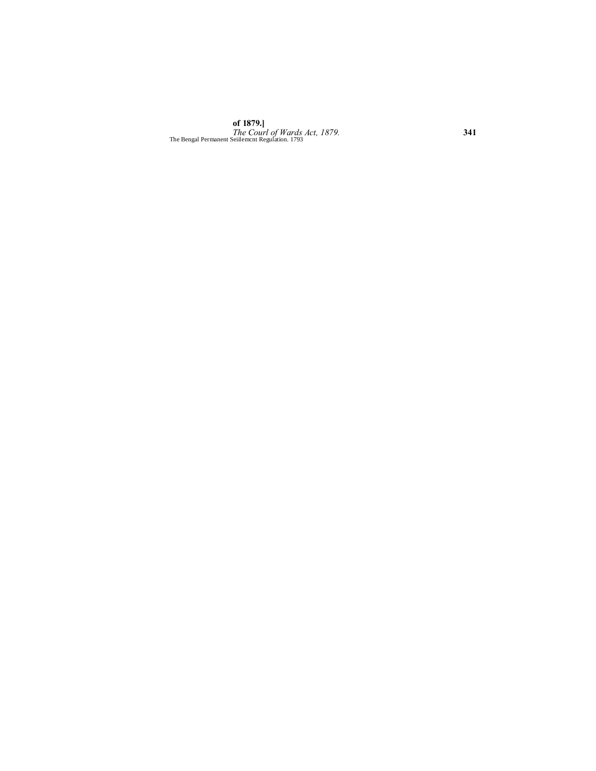The Bengal Permanent Seiilemcnt Regulation. 1793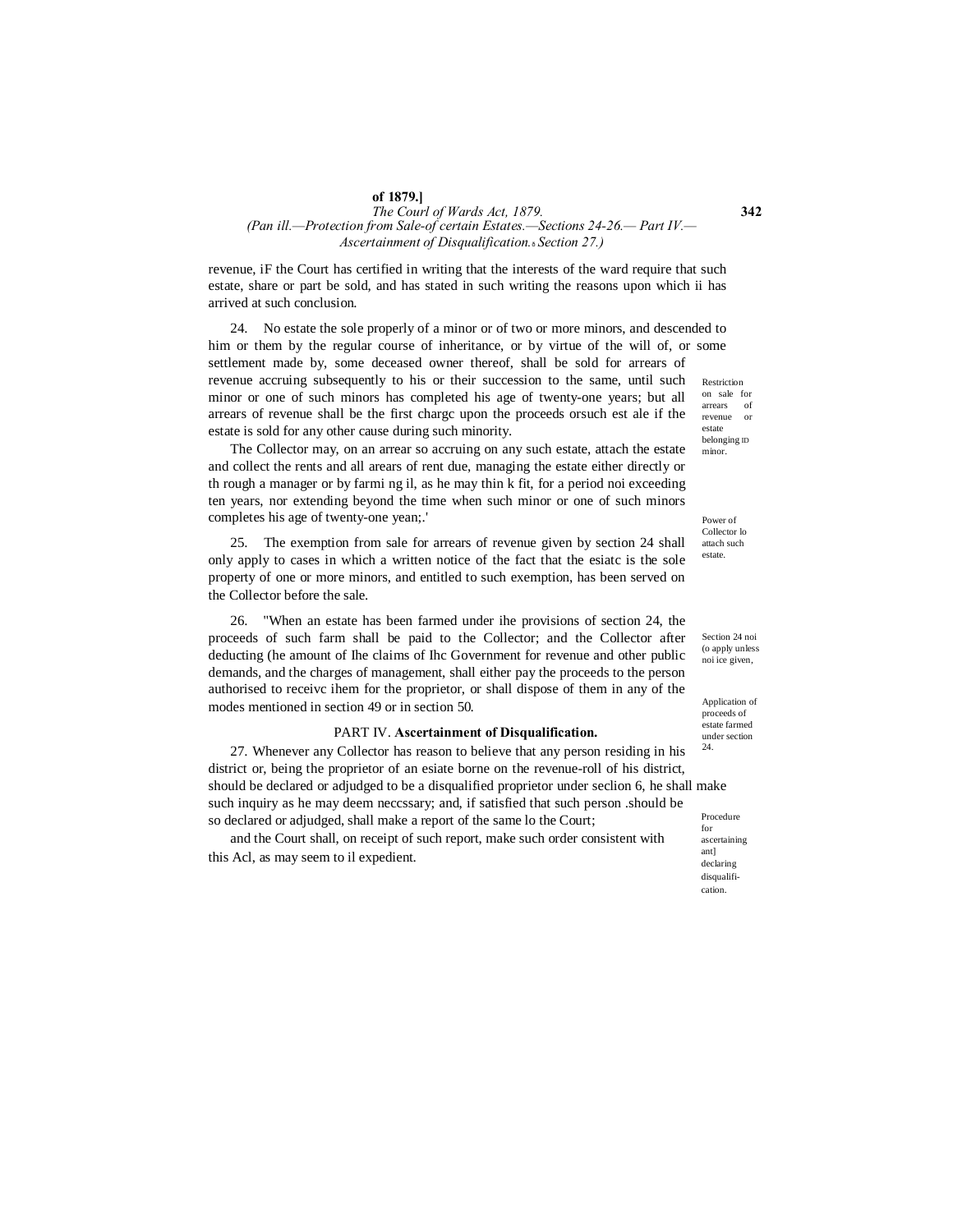revenue, iF the Court has certified in writing that the interests of the ward require that such estate, share or part be sold, and has stated in such writing the reasons upon which ii has arrived at such conclusion.

Restriction on sale for arrears of revenue or estate belonging ID minor.

24. No estate the sole properly of a minor or of two or more minors, and descended to him or them by the regular course of inheritance, or by virtue of the will of, or some settlement made by, some deceased owner thereof, shall be sold for arrears of revenue accruing subsequently to his or their succession to the same, until such minor or one of such minors has completed his age of twenty-one years; but all arrears of revenue shall be the first chargc upon the proceeds orsuch est ale if the estate is sold for any other cause during such minority.

Power of Collector lo attach such estate.

The Collector may, on an arrear so accruing on any such estate, attach the estate and collect the rents and all arears of rent due, managing the estate either directly or th rough a manager or by farmi ng il, as he may thin k fit, for a period noi exceeding ten years, nor extending beyond the time when such minor or one of such minors completes his age of twenty-one yean;.'

Section 24 noi (o apply unless noi ice given,

25. The exemption from sale for arrears of revenue given by section 24 shall only apply to cases in which a written notice of the fact that the esiatc is the sole property of one or more minors, and entitled to such exemption, has been served on the Collector before the sale.

Application of proceeds of estate farmed under section 24.

26. "When an estate has been farmed under ihe provisions of section 24, the proceeds of such farm shall be paid to the Collector; and the Collector after deducting (he amount of Ihe claims of Ihc Government for revenue and other public demands, and the charges of management, shall either pay the proceeds to the person authorised to receivc ihem for the proprietor, or shall dispose of them in any of the modes mentioned in section 49 or in section 50.

## PART IV. **Ascertainment of Disqualification.**

Procedure for ascertaining ant] declaring disqualifi-cation.

27. Whenever any Collector has reason to believe that any person residing in his district or, being the proprietor of an esiate borne on the revenue-roll of his district, should be declared or adjudged to be a disqualified proprietor under seclion 6, he shall make such inquiry as he may deem neccssary; and, if satisfied that such person .should be so declared or adjudged, shall make a report of the same lo the Court;

and the Court shall, on receipt of such report, make such order consistent with this Acl, as may seem to il expedient.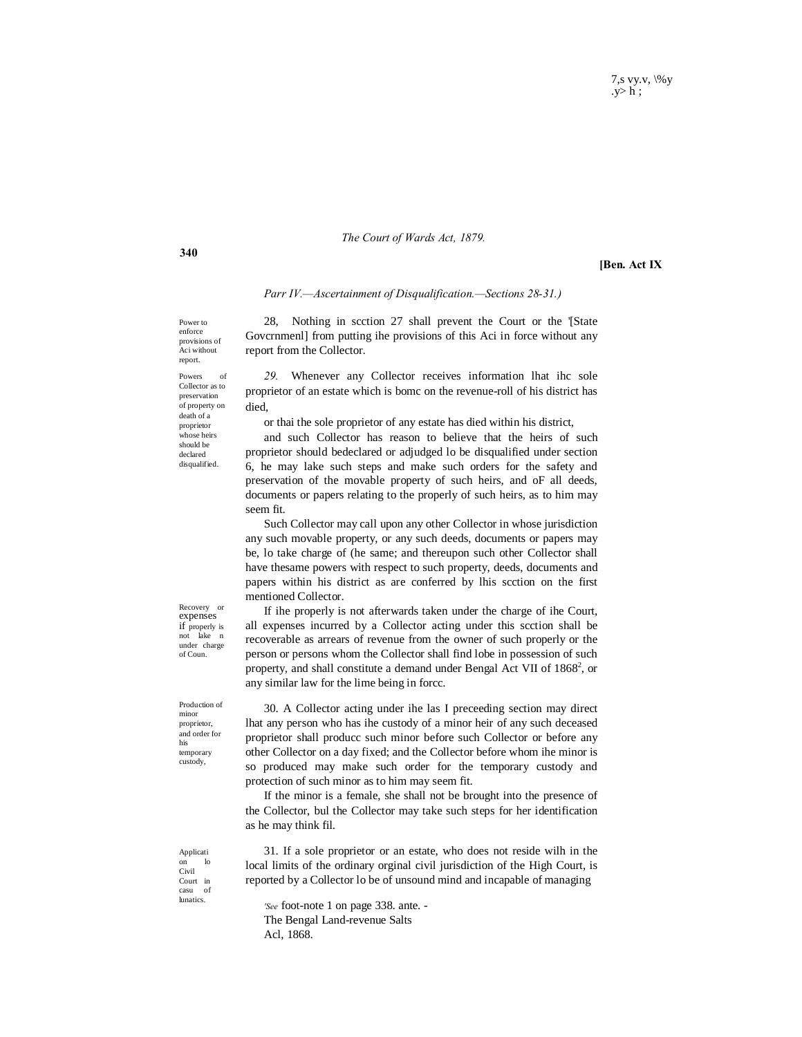*Parr IV.—Ascertainment of Disqualification.—Sections 28-31.)*

Power to enforce provisions of Aci without report.

28, Nothing in scction 27 shall prevent the Court or the '[State Govcrnmenl] from putting ihe provisions of this Aci in force without any report from the Collector.

Powers of Collector as to preservation of property on death of a proprietor whose heirs should be declared disqualified.

*29.* Whenever any Collector receives information lhat ihc sole proprietor of an estate which is bomc on the revenue-roll of his district has died,

or thai the sole proprietor of any estate has died within his district,

and such Collector has reason to believe that the heirs of such proprietor should bedeclared or adjudged lo be disqualified under section 6, he may lake such steps and make such orders for the safety and preservation of the movable property of such heirs, and oF all deeds, documents or papers relating to the properly of such heirs, as to him may seem fit.

Such Collector may call upon any other Collector in whose jurisdiction any such movable property, or any such deeds, documents or papers may be, lo take charge of (he same; and thereupon such other Collector shall have thesame powers with respect to such property, deeds, documents and papers within his district as are conferred by lhis scction on the first mentioned Collector.

Recovery or expenses if properly is not lake n under charge of Coun.

If ihe properly is not afterwards taken under the charge of ihe Court, all expenses incurred by a Collector acting under this scction shall be recoverable as arrears of revenue from the owner of such properly or the person or persons whom the Collector shall find lobe in possession of such property, and shall constitute a demand under Bengal Act VII of 1868[2], or any similar law for the lime being in forcc.

Production of minor proprietor, and order for his temporary custody,

30. A Collector acting under ihe las I preceeding section may direct lhat any person who has ihe custody of a minor heir of any such deceased proprietor shall producc such minor before such Collector or before any other Collector on a day fixed; and the Collector before whom ihe minor is so produced may make such order for the temporary custody and protection of such minor as to him may seem fit.

If the minor is a female, she shall not be brought into the presence of the Collector, bul the Collector may take such steps for her identification as he may think fil.

Application lo Civil Court in casu of lunatics.

31. If a sole proprietor or an estate, who does not reside wilh in the local limits of the ordinary orginal civil jurisdiction of the High Court, is reported by a Collector lo be of unsound mind and incapable of managing

'See foot-note 1 on page 338. ante. -
The Bengal Land-revenue Salts Acl, 1868.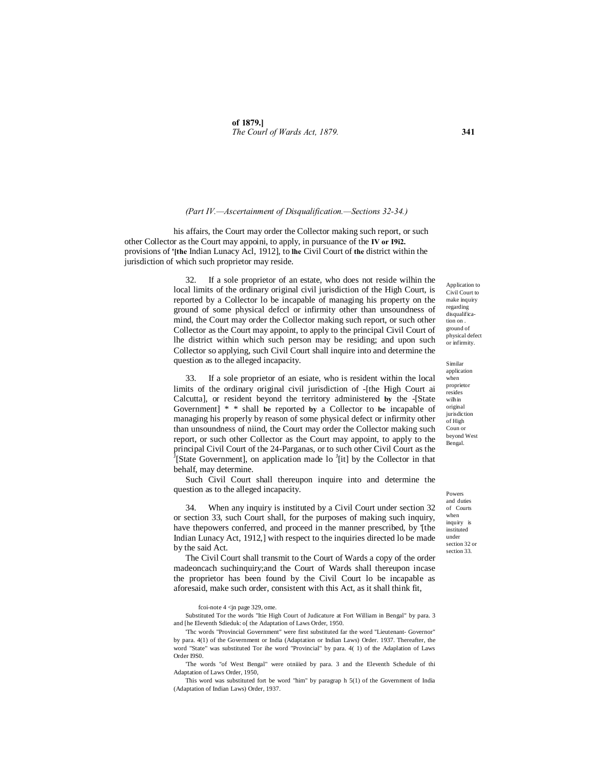*(Part IV.—Ascertainment of Disqualification.—Sections 32-34.)*

his affairs, the Court may order the Collector making such report, or such other Collector as the Court may appoini, to apply, in pursuance of the provisions of '[the Indian Lunacy Acl, 1912], to lhe Civil Court of the district within the jurisdiction of which such proprietor may reside. **IV or I9i2.**

Application to Civil Court to make inquiry regarding disqualification on . ground of physical defect or infirmity.

32. If a sole proprietor of an estate, who does not reside wilhin the local limits of the ordinary original civil jurisdiction of the High Court, is reported by a Collector lo be incapable of managing his property on the ground of some physical defccl or infirmity other than unsoundness of mind, the Court may order the Collector making such report, or such other Collector as the Court may appoint, to apply to the principal Civil Court of lhe district within which such person may be residing; and upon such Collector so applying, such Civil Court shall inquire into and determine the question as to the alleged incapacity.

Similar application when proprietor resides wilhin original jurisdiction of High Coun or beyond West Bengal.

33. If a sole proprietor of an esiate, who is resident within the local limits of the ordinary original civil jurisdiction of -[the High Court ai Calcutta], or resident beyond the territory administered by the -[State Government] * * shall be reported by a Collector to be incapable of managing his properly by reason of some physical defect or infirmity other than unsoundness of niind, the Court may order the Collector making such report, or such other Collector as the Court may appoint, to apply to the principal Civil Court of the 24-Parganas, or to such other Civil Court as the [J][State Government], on application made lo [J][it] by the Collector in that behalf, may determine.

Such Civil Court shall thereupon inquire into and determine the question as to the alleged incapacity.

Powers and duties of Courts when inquiry is instituted under section 32 or section 33.

34. When any inquiry is instituted by a Civil Court under section 32 or section 33, such Court shall, for the purposes of making such inquiry, have thepowers conferred, and proceed in the manner prescribed, by '[the Indian Lunacy Act, 1912,] with respect to the inquiries directed lo be made by the said Act.

The Civil Court shall transmit to the Court of Wards a copy of the order madeoncach suchinquiry;and the Court of Wards shall thereupon incase the proprietor has been found by the Civil Court lo be incapable as aforesaid, make such order, consistent with this Act, as it shall think fit,

fcoi-note 4 <jn page 329, ome.

Substituted Tor the words "Itie High Court of Judicature at Fort William in Bengal" by para. 3 and [he Eleventh Sdieduk: o[ the Adaptation of Laws Order, 1950.

'Thc words "Provincial Government" were first substituted far the word "Lieutenant- Governor" by para. 4(1) of the Government or India (Adaptation or Indian Laws) Order. 1937. Thereafter, the word "State" was substituted Tor ihe word "Provincial" by para. 4( 1) of the Adaplation of Laws Order I9S0.

'The words "of West Bengal" were otniiied by para. 3 and the Eleventh Schedule of thi Adaptation of Laws Order, 1950,

This word was substituted fort be word "him" by paragrap h 5(1) of the Government of India (Adaptation of Indian Laws) Order, 1937.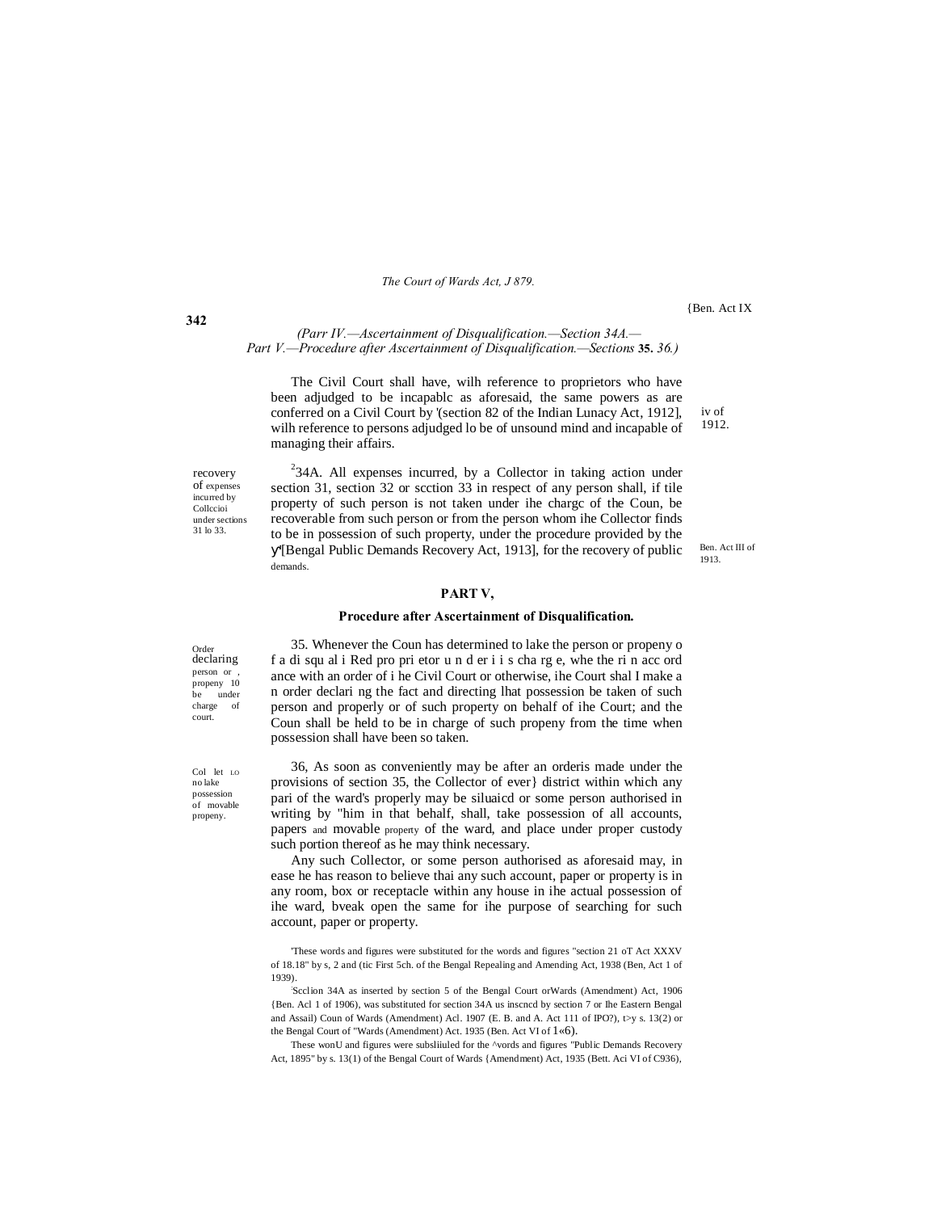(Parr IV.—Ascertainment of Disqualification.—Section 34A.— Part V.—Procedure after Ascertainment of Disqualification.—Sections **35.** 36.)

The Civil Court shall have, wilh reference to proprietors who have been adjudged to be incapablc as aforesaid, the same powers as are conferred on a Civil Court by '(section 82 of the Indian Lunacy Act, 1912], wilh reference to persons adjudged lo be of unsound mind and incapable of managing their affairs.

iv of 1912.

recovery of expenses incurred by Collccioi under sections 31 lo 33.

[2]34A. All expenses incurred, by a Collector in taking action under section 31, section 32 or scction 33 in respect of any person shall, if tile property of such person is not taken under ihe chargc of the Coun, be recoverable from such person or from the person whom ihe Collector finds to be in possession of such property, under the procedure provided by the у'[Bengal Public Demands Recovery Act, 1913], for the recovery of public demands.

Ben. Act III of 1913.

## PART V,

### Procedure after Ascertainment of Disqualification.

Order declaring person or , propeny 10 be under charge of court.

35. Whenever the Coun has determined to lake the person or propeny o f a di squ al i Red pro pri etor u n d er i i s cha rg e, whe the ri n acc ord ance with an order of i he Civil Court or otherwise, ihe Court shal I make a n order declari ng the fact and directing lhat possession be taken of such person and properly or of such property on behalf of ihe Court; and the Coun shall be held to be in charge of such propeny from the time when possession shall have been so taken.

Col let LO no lake possession of movable propeny.

36, As soon as conveniently may be after an orderis made under the provisions of section 35, the Collector of ever} district within which any pari of the ward's properly may be siluaicd or some person authorised in writing by "him in that behalf, shall, take possession of all accounts, papers and movable property of the ward, and place under proper custody such portion thereof as he may think necessary.

Any such Collector, or some person authorised as aforesaid may, in ease he has reason to believe thai any such account, paper or property is in any room, box or receptacle within any house in ihe actual possession of ihe ward, bveak open the same for ihe purpose of searching for such account, paper or property.

'These words and figures were substituted for the words and figures "section 21 oT Act XXXV of 18.18" by s, 2 and (tic First 5ch. of the Bengal Repealing and Amending Act, 1938 (Ben, Act 1 of 1939).

'Scclion 34A as inserted by section 5 of the Bengal Court orWards (Amendment) Act, 1906 {Ben. Acl 1 of 1906), was substituted for section 34A us inscncd by section 7 or Ihe Eastern Bengal and Assail) Coun of Wards (Amendment) Acl. 1907 (E. B. and A. Act 111 of IPO?), t>y s. 13(2) or the Bengal Court of "Wards (Amendment) Act. 1935 (Ben. Act VI of 1«6).

These wonU and figures were subsliiuled for the ^vords and figures "Public Demands Recovery Act, 1895" by s. 13(1) of the Bengal Court of Wards {Amendment) Act, 1935 (Bett. Aci VI of C936),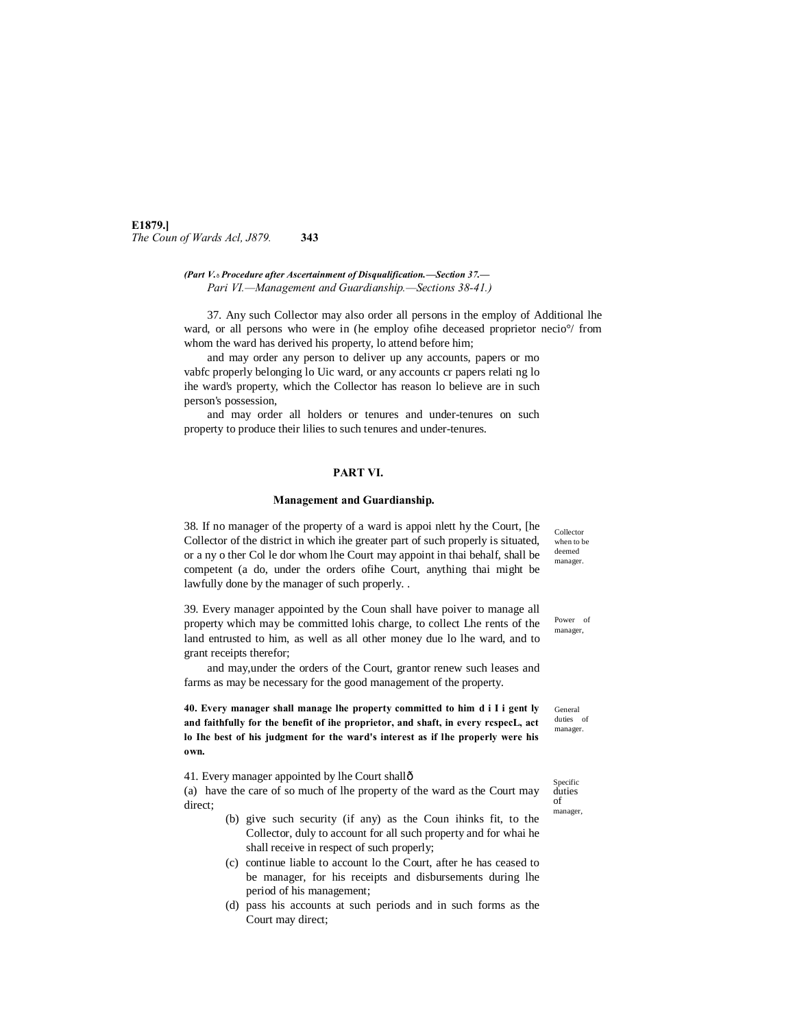*(Part V.ô Procedure after Ascertainment of Disqualification.—Section 37.—*
*Pari VI.—Management and Guardianship.—Sections 38-41.)*

37. Any such Collector may also order all persons in the employ of Additional lhe ward, or all persons who were in (he employ ofihe deceased proprietor necio°/ from whom the ward has derived his property, lo attend before him;

and may order any person to deliver up any accounts, papers or mo vabfc properly belonging lo Uic ward, or any accounts cr papers relati ng lo ihe ward's property, which the Collector has reason lo believe are in such person's possession,

and may order all holders or tenures and under-tenures on such property to produce their lilies to such tenures and under-tenures.

## PART VI.

### Management and Guardianship.

38. If no manager of the property of a ward is appoi nlett hy the Court, [he Collector of the district in which ihe greater part of such properly is situated, or a ny o ther Col le dor whom lhe Court may appoint in thai behalf, shall be competent (a do, under the orders ofihe Court, anything thai might be lawfully done by the manager of such properly. .

Collector when to be deemed manager.

39. Every manager appointed by the Coun shall have poiver to manage all property which may be committed lohis charge, to collect Lhe rents of the land entrusted to him, as well as all other money due lo lhe ward, and to grant receipts therefor;

and may,under the orders of the Court, grantor renew such leases and farms as may be necessary for the good management of the property.

Power of manager,

**40. Every manager shall manage lhe property committed to him d i I i gent ly and faithfully for the benefit of ihe proprietor, and shaft, in every rcspecL, act lo Ihe best of his judgment for the ward's interest as if lhe properly were his own.**

General duties of manager.

41. Every manager appointed by lhe Court shallô

Specific duties of manager,

(a) have the care of so much of lhe property of the ward as the Court may direct;

(b) give such security (if any) as the Coun ihinks fit, to the Collector, duly to account for all such property and for whai he shall receive in respect of such properly;

(c) continue liable to account lo the Court, after he has ceased to be manager, for his receipts and disbursements during lhe period of his management;

(d) pass his accounts at such periods and in such forms as the Court may direct;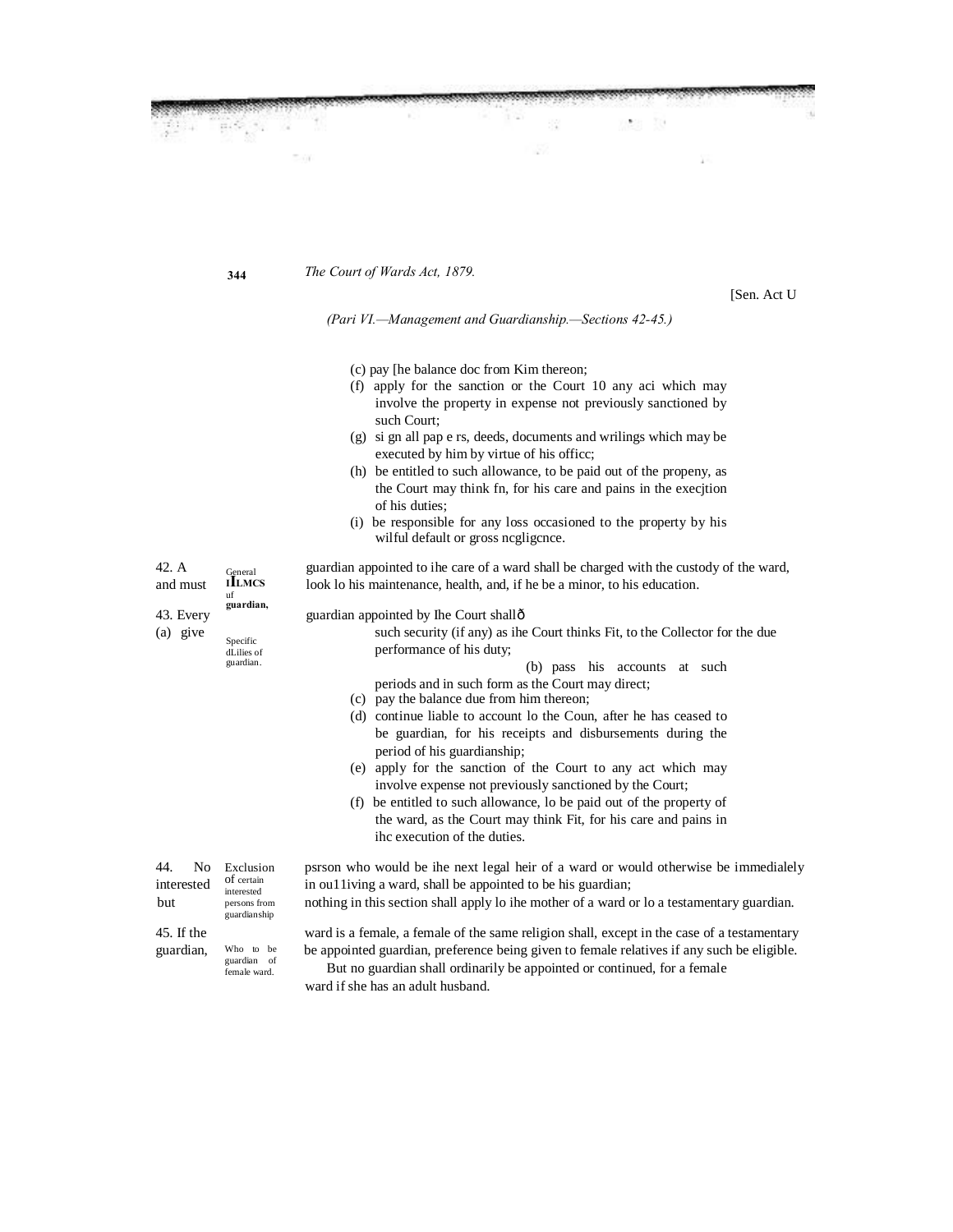*(Part VI.—Management and Guardianship.—Sections 42-45.)*

(c) pay [he balance doc from Kim thereon;

(f) apply for the sanction or the Court 10 any aci which may involve the property in expense not previously sanctioned by such Court;

(g) si gn all pap e rs, deeds, documents and wrilings which may be executed by him by virtue of his officc;

(h) be entitled to such allowance, to be paid out of the propeny, as the Court may think fn, for his care and pains in the execjtion of his duties;

(i) be responsible for any loss occasioned to the property by his wilful default or gross ncgligcnce.

General ILMCS uf guardian,

42. A guardian appointed to ihe care of a ward shall be charged with the custody of the ward, and must look lo his maintenance, health, and, if he be a minor, to his education.

Specific dLilies of guardian.

43. Every guardian appointed by Ihe Court shall—

(a) give such security (if any) as ihe Court thinks Fit, to the Collector for the due performance of his duty;

(b) pass his accounts at such periods and in such form as the Court may direct;

(c) pay the balance due from him thereon;

(d) continue liable to account lo the Coun, after he has ceased to be guardian, for his receipts and disbursements during the period of his guardianship;

(e) apply for the sanction of the Court to any act which may involve expense not previously sanctioned by the Court;

(f) be entitled to such allowance, lo be paid out of the property of the ward, as the Court may think Fit, for his care and pains in ihc execution of the duties.

Exclusion of certain interested persons from guardianship

44. No psrson who would be ihe next legal heir of a ward or would otherwise be immedialely interested in ou11iving a ward, shall be appointed to be his guardian; but nothing in this section shall apply lo ihe mother of a ward or lo a testamentary guardian.

Who to be guardian of female ward.

45. If the ward is a female, a female of the same religion shall, except in the case of a testamentary guardian, be appointed guardian, preference being given to female relatives if any such be eligible.

But no guardian shall ordinarily be appointed or continued, for a female ward if she has an adult husband.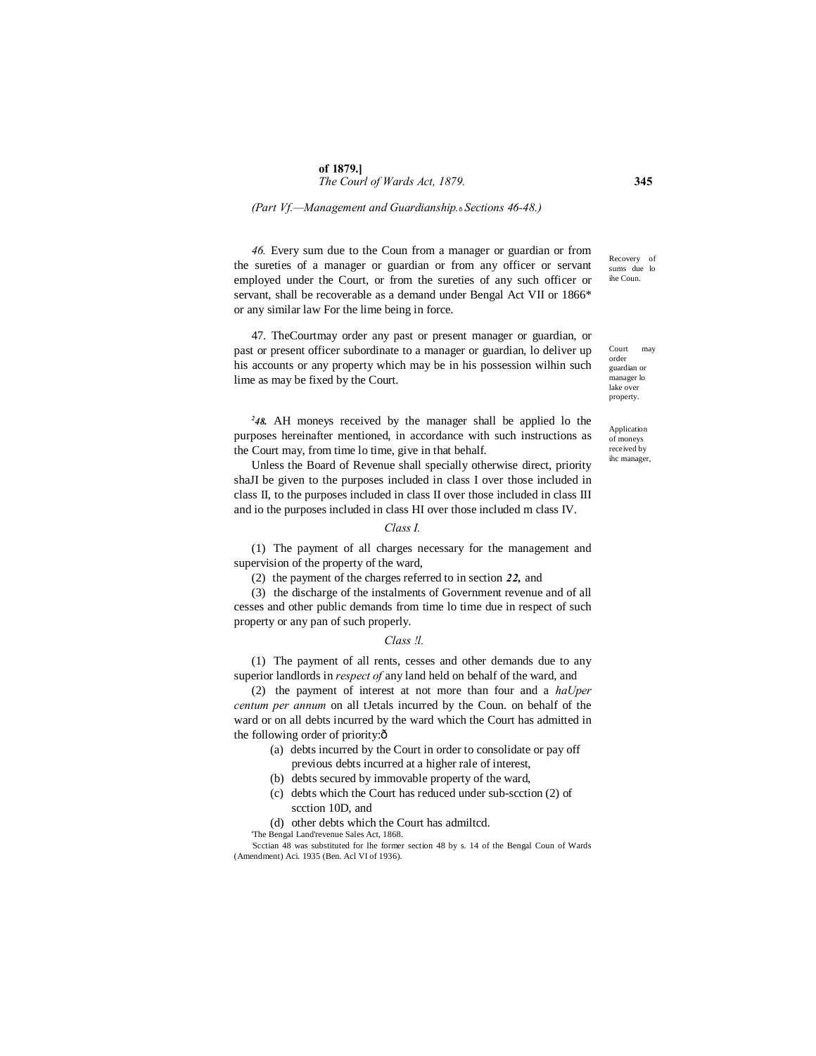(Part Vf.—Management and Guardianship.ò Sections 46-48.)

Recovery of sums due lo ihe Coun.

*46.* Every sum due to the Coun from a manager or guardian or from the sureties of a manager or guardian or from any officer or servant employed under the Court, or from the sureties of any such officer or servant, shall be recoverable as a demand under Bengal Act VII or 1866* or any similar law For the lime being in force.

Court may order guardian or manager lo lake over property.

47. TheCourtmay order any past or present manager or guardian, or past or present officer subordinate to a manager or guardian, lo deliver up his accounts or any property which may be in his possession wilhin such lime as may be fixed by the Court.

Application of moneys received by ihc manager,

[2]***48.*** AH moneys received by the manager shall be applied lo the purposes hereinafter mentioned, in accordance with such instructions as the Court may, from time lo time, give in that behalf.

Unless the Board of Revenue shall specially otherwise direct, priority shaJI be given to the purposes included in class I over those included in class II, to the purposes included in class II over those included in class III and io the purposes included in class HI over those included m class IV.

*Class I.*

(1) The payment of all charges necessary for the management and supervision of the property of the ward,

(2) the payment of the charges referred to in section ***22,*** and

(3) the discharge of the instalments of Government revenue and of all cesses and other public demands from time lo time due in respect of such property or any pan of such properly.

*Class !l.*

(1) The payment of all rents, cesses and other demands due to any superior landlords in *respect of* any land held on behalf of the ward, and

(2) the payment of interest at not more than four and a *haUper centum per annum* on all tJetals incurred by the Coun. on behalf of the ward or on all debts incurred by the ward which the Court has admitted in the following order of priority:ð

(a) debts incurred by the Court in order to consolidate or pay off previous debts incurred at a higher rale of interest,

(b) debts secured by immovable property of the ward,

(c) debts which the Court has reduced under sub-scction (2) of scction 10D, and

(d) other debts which the Court has admiltcd.

'The Bengal Land'revenue Sales Act, 1868.

[2]Scctian 48 was substituted for lhe former section 48 by s. 14 of the Bengal Coun of Wards (Amendment) Aci. 1935 (Ben. Acl VI of 1936).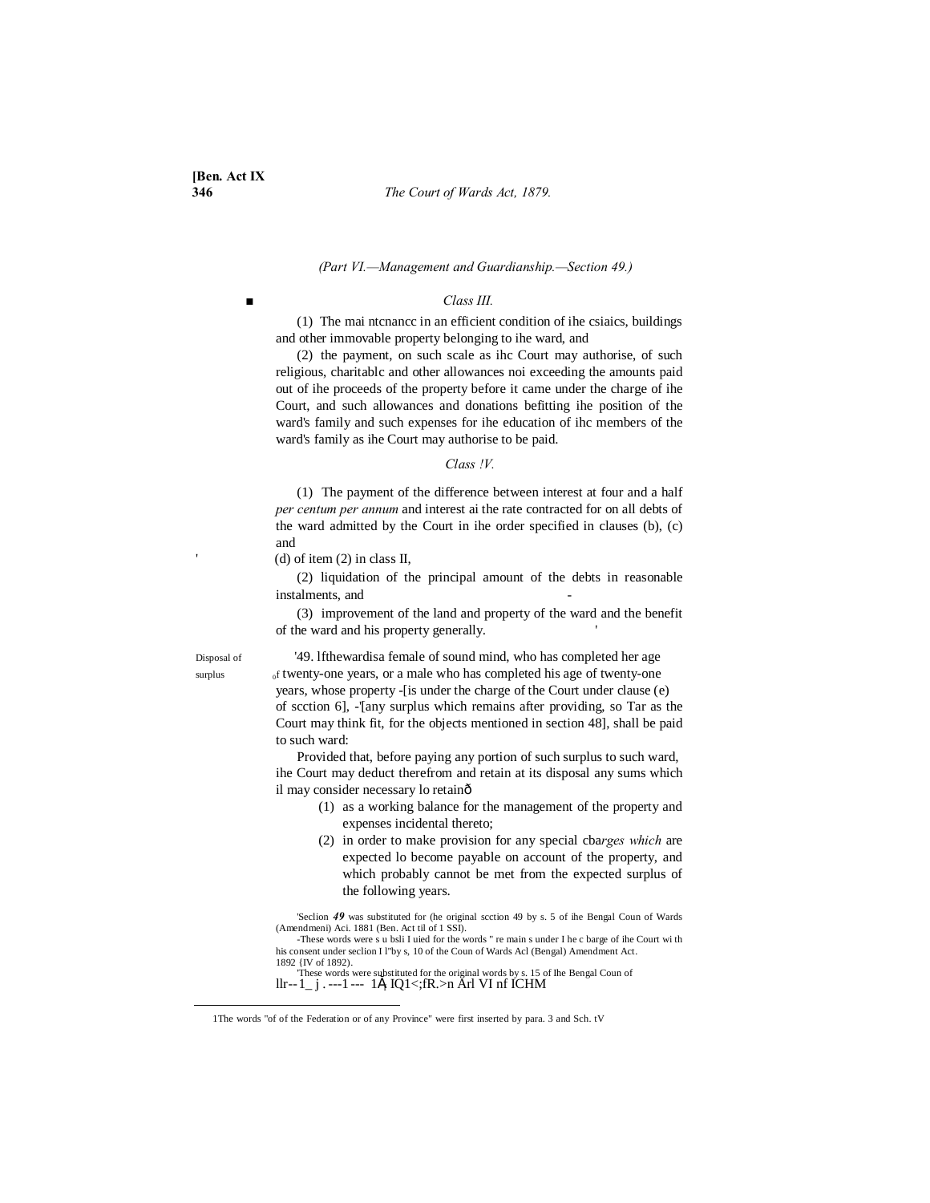(Part VI.—Management and Guardianship.—Section 49.)

*Class III.*

(1) The mai ntcnancc in an efficient condition of ihe csiaics, buildings and other immovable property belonging to ihe ward, and

(2) the payment, on such scale as ihc Court may authorise, of such religious, charitablc and other allowances noi exceeding the amounts paid out of ihe proceeds of the property before it came under the charge of ihe Court, and such allowances and donations befitting ihe position of the ward's family and such expenses for ihe education of ihc members of the ward's family as ihe Court may authorise to be paid.

*Class !V.*

(1) The payment of the difference between interest at four and a half *per centum per annum* and interest ai the rate contracted for on all debts of the ward admitted by the Court in ihe order specified in clauses (b), (c) and (d) of item (2) in class II,

(2) liquidation of the principal amount of the debts in reasonable instalments, and

(3) improvement of the land and property of the ward and the benefit of the ward and his property generally.

Disposal of surplus

'49. lfthewardisa female of sound mind, who has completed her age of twenty-one years, or a male who has completed his age of twenty-one years, whose property -[is under the charge of the Court under clause (e) of scction 6], -'[any surplus which remains after providing, so Tar as the Court may think fit, for the objects mentioned in section 48], shall be paid to such ward:

Provided that, before paying any portion of such surplus to such ward, ihe Court may deduct therefrom and retain at its disposal any sums which il may consider necessary lo retainð

(1) as a working balance for the management of the property and expenses incidental thereto;

(2) in order to make provision for any special cb*arges which* are expected lo become payable on account of the property, and which probably cannot be met from the expected surplus of the following years.

'Seclion ***49*** was substituted for (he original scction 49 by s. 5 of ihe Bengal Coun of Wards (Amendmeni) Aci. 1881 (Ben. Act til of 1 SSI).

-These words were s u bsli I uied for the words " re main s under I he c barge of ihe Court wi th his consent under seclion I l"by s, 10 of the Coun of Wards Acl (Bengal) Amendment Act. 1892 {IV of 1892).

'These words were substituted for the original words by s. 15 of Ihe Bengal Coun of llr--1_ j . ---1 --- 1Ą IQ1<;fR.>n Arl VI nf ICHM

1The words "of of the Federation or of any Province" were first inserted by para. 3 and Sch. tV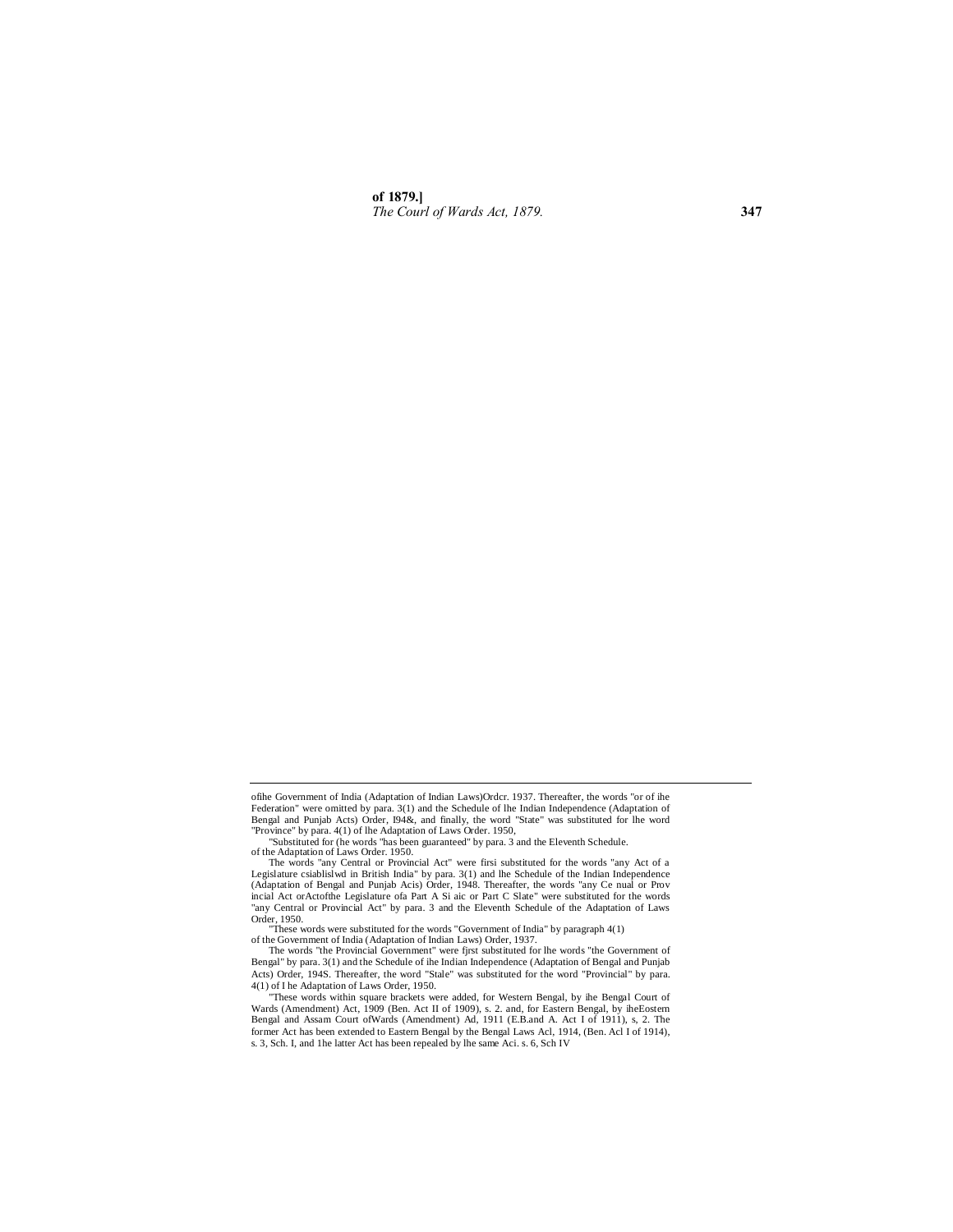ofihe Government of India (Adaptation of Indian Laws)Ordcr. 1937. Thereafter, the words "or of ihe Federation" were omitted by para. 3(1) and the Schedule of lhe Indian Independence (Adaptation of Bengal and Punjab Acts) Order, I94&, and finally, the word "State" was substituted for lhe word "Province" by para. 4(1) of lhe Adaptation of Laws Order. 1950,

"Substituted for (he words "has been guaranteed" by para. 3 and the Eleventh Schedule. of the Adaptation of Laws Order. 1950.

The words "any Central or Provincial Act" were firsi substituted for the words "any Act of a Legislature csiablislwd in British India" by para. 3(1) and lhe Schedule of the Indian Independence (Adaptation of Bengal and Punjab Acis) Order, 1948. Thereafter, the words "any Ce nual or Prov incial Act orActofthe Legislature ofa Part A Si aic or Part C Slate" were substituted for the words "any Central or Provincial Act" by para. 3 and the Eleventh Schedule of the Adaptation of Laws Order, 1950.

"These words were substituted for the words "Government of India" by paragraph 4(1) of the Government of India (Adaptation of Indian Laws) Order, 1937.

The words "the Provincial Government" were fjrst substituted for lhe words "the Government of Bengal" by para. 3(1) and the Schedule of ihe Indian Independence (Adaptation of Bengal and Punjab Acts) Order, 194S. Thereafter, the word "Stale" was substituted for the word "Provincial" by para. 4(1) of I he Adaptation of Laws Order, 1950.

"These words within square brackets were added, for Western Bengal, by ihe Bengal Court of Wards (Amendment) Act, 1909 (Ben. Act II of 1909), s. 2. and, for Eastern Bengal, by iheEostern Bengal and Assam Court ofWards (Amendment) Ad, 1911 (E.B.and A. Act I of 1911), s, 2. The former Act has been extended to Eastern Bengal by the Bengal Laws Acl, 1914, (Ben. Acl I of 1914), s. 3, Sch. I, and 1he latter Act has been repealed by lhe same Aci. s. 6, Sch IV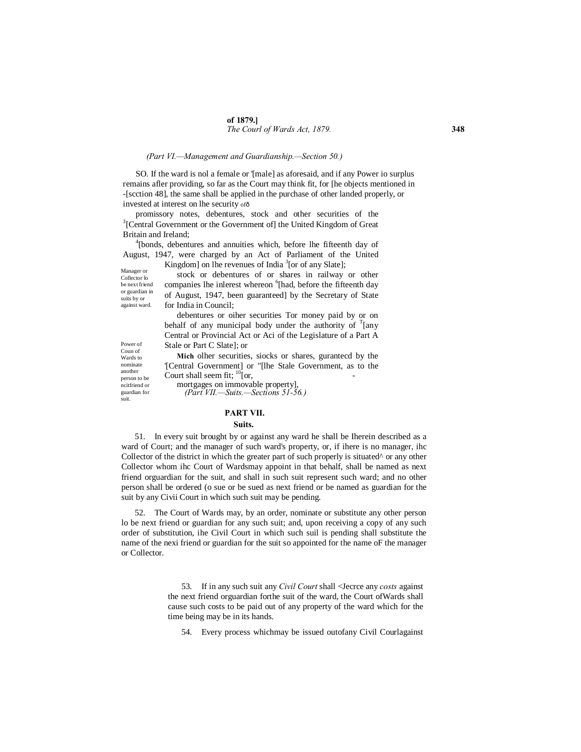(Part VI.—Management and Guardianship.—Section 50.)

SO. If the ward is nol a female or '[male] as aforesaid, and if any Power io surplus remains afler providing, so far as the Court may think fit, for [he objects mentioned in -[scction 48], the same shall be applied in the purchase of other landed properly, or invested at interest on lhe security ofð

promissory notes, debentures, stock and other securities of the [3][Central Government or the Government of] the United Kingdom of Great Britain and Ireland;

[4][bonds, debentures and annuities which, before lhe fifteenth day of August, 1947, were charged by an Act of Parliament of the United Kingdom] on lhe revenues of India [3][or of any Slate];

stock or debentures of or shares in railway or other companies lhe inlerest whereon [6][had, before the fifteenth day of August, 1947, been guaranteed] by the Secretary of State for India in Council;

debentures or oiher securities Tor money paid by or on behalf of any municipal body under the authority of [T][any Central or Provincial Act or Aci of the Legislature of a Part A Stale or Part C Slate]; or

**Mich** olher securities, siocks or shares, gurantecd by the '[Central Government] or "[lhe Stale Government, as to the Court shall seem fit; [10][or,

mortgages on immovable property],

(Part VII.—Suits.—Sections 51-56.)

## PART VII.

### Suits.

Manager or Collector lo be next friend or guardian in suits by or against ward.

51. In every suit brought by or against any ward he shall be Iherein described as a ward of Court; and the manager of such ward's property, or, if ihere is no manager, ihc Collector of the district in which the greater part of such properly is situated^ or any other Collector whom ihc Court of Wardsmay appoint in that behalf, shall be named as next friend orguardian for the suit, and shall in such suit represent such ward; and no other person shall be ordered (o sue or be sued as next friend or be named as guardian for the suit by any Civii Court in which such suit may be pending.

Power of Coun of Wards to nominate another person to be ncitfriend or guardian for suit.

52. The Court of Wards may, by an order, nominate or substitute any other person lo be next friend or guardian for any such suit; and, upon receiving a copy of any such order of substitution, ihe Civil Court in which such suil is pending shall substitute the name of the nexi friend or guardian for the suit so appointed for the name oF the manager or Collector.

53. If in any such suit any *Civil Court* shall <Jecrce any *costs* against the next friend orguardian forthe suit of the ward, the Court ofWards shall cause such costs to be paid out of any property of the ward which for the time being may be in its hands.

54. Every process whichmay be issued outofany Civil Courlagainst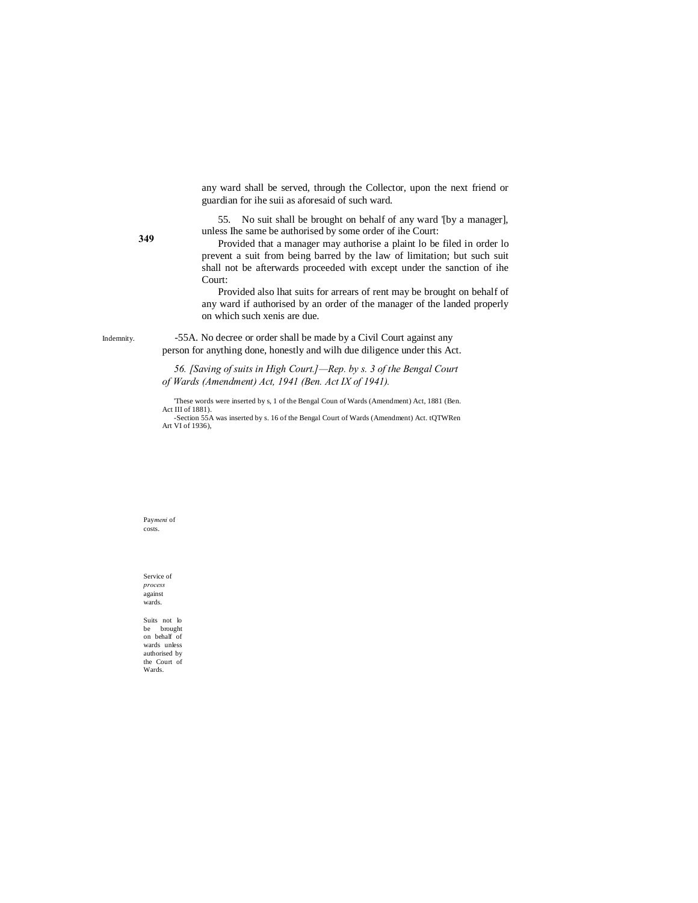any ward shall be served, through the Collector, upon the next friend or guardian for ihe suii as aforesaid of such ward.

55. No suit shall be brought on behalf of any ward '[by a manager], unless Ihe same be authorised by some order of ihe Court:

Provided that a manager may authorise a plaint lo be filed in order lo prevent a suit from being barred by the law of limitation; but such suit shall not be afterwards proceeded with except under the sanction of ihe Court:

Provided also lhat suits for arrears of rent may be brought on behalf of any ward if authorised by an order of the manager of the landed properly on which such xenis are due.

Indemnity.

-55A. No decree or order shall be made by a Civil Court against any person for anything done, honestly and wilh due diligence under this Act.

*56. [Saving of suits in High Court.]—Rep. by s. 3 of the Bengal Court of Wards (Amendment) Act, 1941 (Ben. Act IX of 1941).*

'These words were inserted by s, 1 of the Bengal Coun of Wards (Amendment) Act, 1881 (Ben. Act III of 1881).

-Section 55A was inserted by s. 16 of the Bengal Court of Wards (Amendment) Act. tQTWRen Art VI of 1936),

Pay*meni* of costs.

Service of *process* against wards.

Suits not lo be brought on behalf of wards unless authorised by the Court of Wards.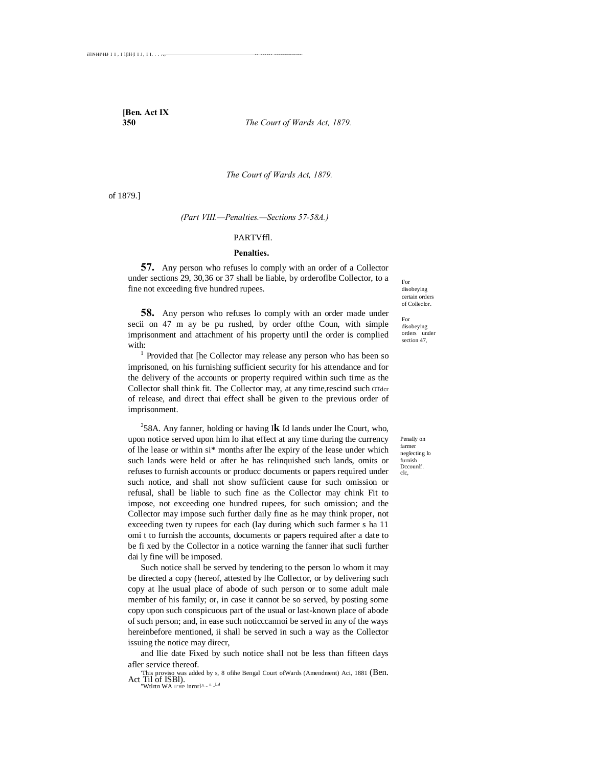(Part VIII.—Penalties.—Sections 57-58A.)

## PARTVffl.

### Penalties.

For disobeying certain orders of Colleclor.

**57.** Any person who refuses lo comply with an order of a Collector under sections 29, 30,36 or 37 shall be liable, by orderoflbe Collector, to a fine not exceeding five hundred rupees.

For disobeying orders under section 47,

**58.** Any person who refuses lo comply with an order made under secii on 47 m ay be pu rushed, by order ofthe Coun, with simple imprisonment and attachment of his property until the order is complied with:

[1] Provided that [he Collector may release any person who has been so imprisoned, on his furnishing sufficient security for his attendance and for the delivery of the accounts or property required within such time as the Collector shall think fit. The Collector may, at any time,rescind such OTdcr of release, and direct thai effect shall be given to the previous order of imprisonment.

Penally on farmer neglecting lo furnish Dccounlf. clc,

[2]58A. Any fanner, holding or having l**k** Id lands under lhe Court, who, upon notice served upon him lo ihat effect at any time during the currency of lhe lease or within si* months after lhe expiry of the lease under which such lands were held or after he has relinquished such lands, omits or refuses to furnish accounts or producc documents or papers required under such notice, and shall not show sufficient cause for such omission or refusal, shall be liable to such fine as the Collector may chink Fit to impose, not exceeding one hundred rupees, for such omission; and the Collector may impose such further daily fine as he may think proper, not exceeding twen ty rupees for each (lay during which such farmer s ha 11 omi t to furnish the accounts, documents or papers required after a date to be fi xed by the Collector in a notice warning the fanner ihat sucli further dai ly fine will be imposed.

Such notice shall be served by tendering to the person lo whom it may be directed a copy (hereof, attested by lhe Collector, or by delivering such copy at lhe usual place of abode of such person or to some adult male member of his family; or, in case it cannot be so served, by posting some copy upon such conspicuous part of the usual or last-known place of abode of such person; and, in ease such noticccannoi be served in any of the ways hereinbefore mentioned, ii shall be served in such a way as the Collector issuing the notice may direcr,

and llie date Fixed by such notice shall not be less than fifteen days afler service thereof.

[1]This proviso was added by s, 8 ofihe Bengal Court ofWards (Amendment) Aci, 1881 (Ben. Act Til of ISBl).

[2]Wtlrtn WA ll'HP inrnrl^ - " -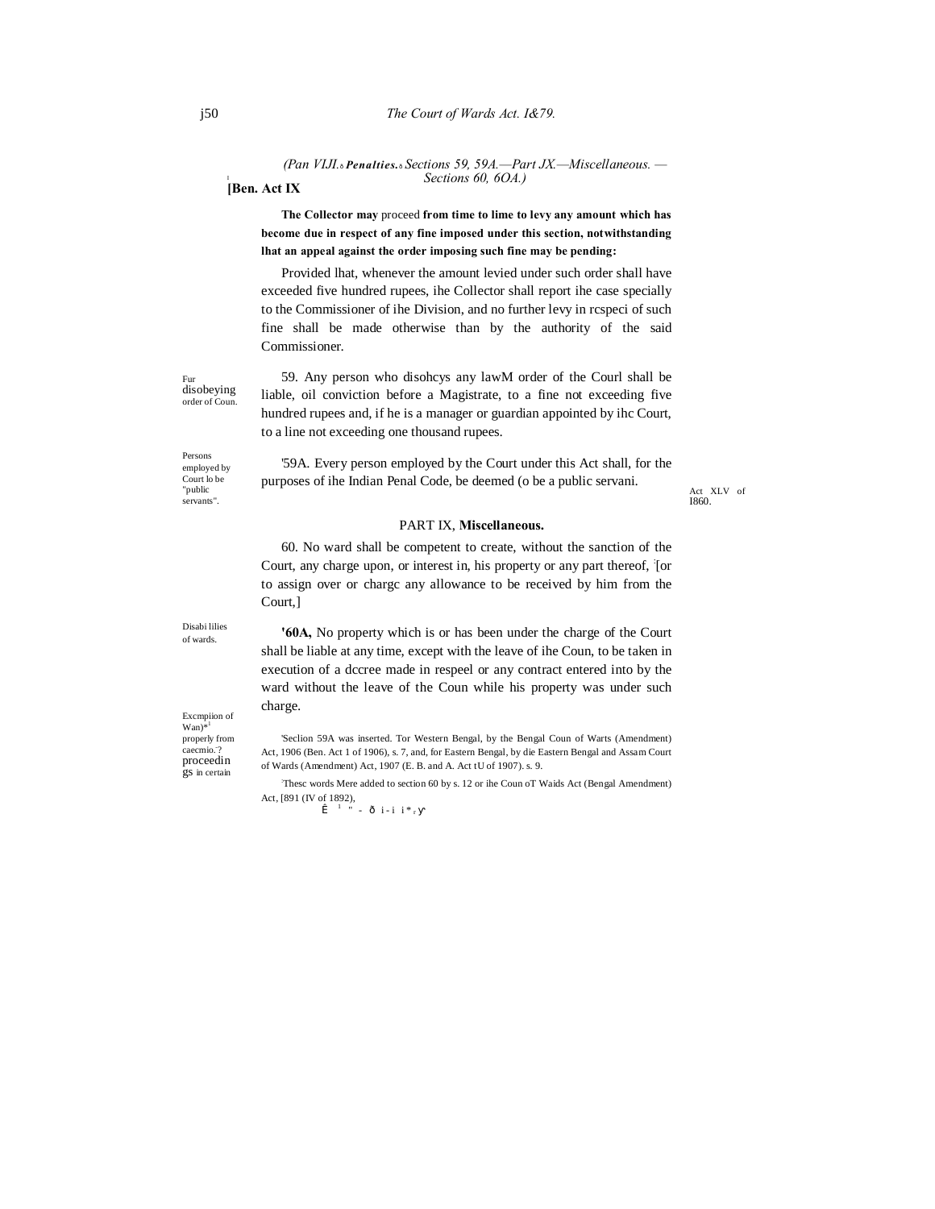(Part VIII.—Penalties.—Sections 59, 59A.—Part IX.—Miscellaneous. —Sections 60, 60A.)

[Ben. Act IX

**The Collector may** proceed **from time to lime to levy any amount which has become due in respect of any fine imposed under this section, notwithstanding lhat an appeal against the order imposing such fine may be pending:**

Provided lhat, whenever the amount levied under such order shall have exceeded five hundred rupees, ihe Collector shall report ihe case specially to the Commissioner of ihe Division, and no further levy in rcspeci of such fine shall be made otherwise than by the authority of the said Commissioner.

Fur disobeying order of Coun.

59. Any person who disohcys any lawM order of the Courl shall be liable, oil conviction before a Magistrate, to a fine not exceeding five hundred rupees and, if he is a manager or guardian appointed by ihc Court, to a line not exceeding one thousand rupees.

Persons employed by Court lo be "public servants".

[1]59A. Every person employed by the Court under this Act shall, for the purposes of ihe Indian Penal Code, be deemed (o be a public servani.

Act XLV of I860.

PART IX, **Miscellaneous.**

Disabi lilies of wards.

60. No ward shall be competent to create, without the sanction of the Court, any charge upon, or interest in, his property or any part thereof, [2][or to assign over or chargc any allowance to be received by him from the Court,]

Excmpiion of Wan)*[1] properly from caecmio.[2]? proceedings in certain

**[1]60A,** No property which is or has been under the charge of the Court shall be liable at any time, except with the leave of ihe Coun, to be taken in execution of a dccree made in respeel or any contract entered into by the ward without the leave of the Coun while his property was under such charge.

[1]Seclion 59A was inserted. Tor Western Bengal, by the Bengal Coun of Warts (Amendment) Act, 1906 (Ben. Act 1 of 1906), s. 7, and, for Eastern Bengal, by die Eastern Bengal and Assam Court of Wards (Amendment) Act, 1907 (E. B. and A. Act tU of 1907). s. 9.

[2]Thesc words Mere added to section 60 by s. 12 or ihe Coun oT Waids Act (Bengal Amendment) Act, [891 (IV of 1892),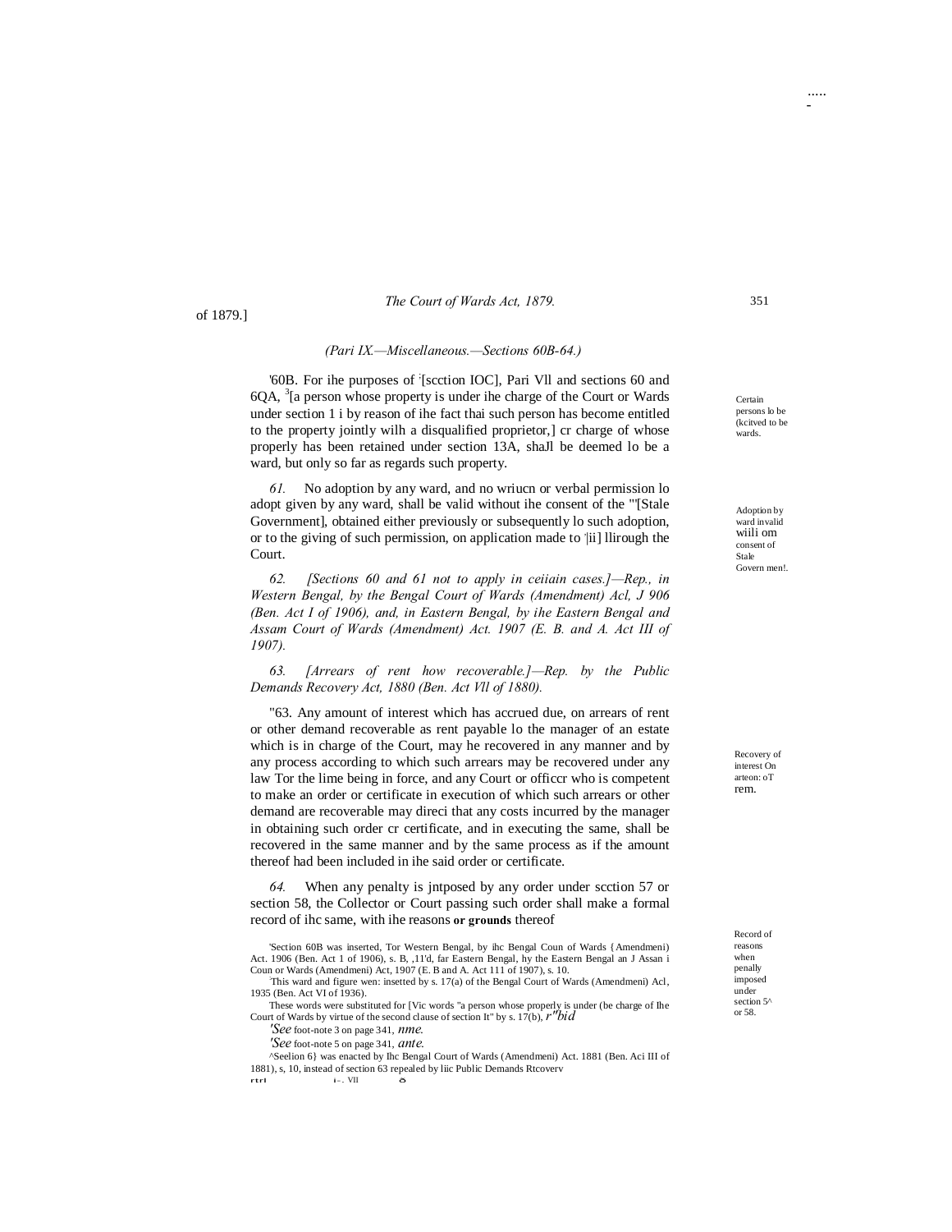*(Part IX.—Miscellaneous.—Sections 60B-64.)*

'60B. For ihe purposes of [scction IOC], Pari Vll and sections 60 and 6QA, [3][a person whose property is under ihe charge of the Court or Wards under section 1 i by reason of ihe fact thai such person has become entitled to the property jointly wilh a disqualified proprietor,] cr charge of whose properly has been retained under section 13A, shaJl be deemed lo be a ward, but only so far as regards such property.

Certain persons lo be (kcitved to be wards.

*61.* No adoption by any ward, and no wriucn or verbal permission lo adopt given by any ward, shall be valid without ihe consent of the '"[Stale Government], obtained either previously or subsequently lo such adoption, or to the giving of such permission, on application made to |ii] llirough the Court.

Adoption by ward invalid wiili om consent of Stale Govern men!.

*62. [Sections 60 and 61 not to apply in ceiiain cases.]—Rep., in Western Bengal, by the Bengal Court of Wards (Amendment) Acl, J 906 (Ben. Act I of 1906), and, in Eastern Bengal, by ihe Eastern Bengal and Assam Court of Wards (Amendment) Act. 1907 (E. B. and A. Act III of 1907).*

*63. [Arrears of rent how recoverable.]—Rep. by the Public Demands Recovery Act, 1880 (Ben. Act Vll of 1880).*

"63. Any amount of interest which has accrued due, on arrears of rent or other demand recoverable as rent payable lo the manager of an estate which is in charge of the Court, may he recovered in any manner and by any process according to which such arrears may be recovered under any law Tor the lime being in force, and any Court or officcr who is competent to make an order or certificate in execution of which such arrears or other demand are recoverable may direci that any costs incurred by the manager in obtaining such order cr certificate, and in executing the same, shall be recovered in the same manner and by the same process as if the amount thereof had been included in ihe said order or certificate.

Recovery of interest On arteon: oT rem.

*64.* When any penalty is jntposed by any order under scction 57 or section 58, the Collector or Court passing such order shall make a formal record of ihc same, with ihe reasons **or grounds** thereof

Record of reasons when penally imposed under section 5^ or 58.

'Section 60B was inserted, Tor Western Bengal, by ihc Bengal Coun of Wards {Amendmeni) Act. 1906 (Ben. Act 1 of 1906), s. B, ,11'd, far Eastern Bengal, hy the Eastern Bengal an J Assan i Coun or Wards (Amendmeni) Act, 1907 (E. B and A. Act 111 of 1907), s. 10.

This ward and figure wen: insetted by s. 17(a) of the Bengal Court of Wards (Amendmeni) Acl, 1935 (Ben. Act VI of 1936).

These words were substituted for [Vic words "a person whose properly is under (be charge of Ihe Court of Wards by virtue of the second clause of section It" by s. 17(b), *r"bid*

*'See* foot-note 3 on page 341, *nme.*

*'See* foot-note 5 on page 341, *ante.*

^Seelion 6} was enacted by Ihc Bengal Court of Wards (Amendmeni) Act. 1881 (Ben. Aci III of 1881), s, 10, instead of section 63 repealed by liic Public Demands Rtcoverv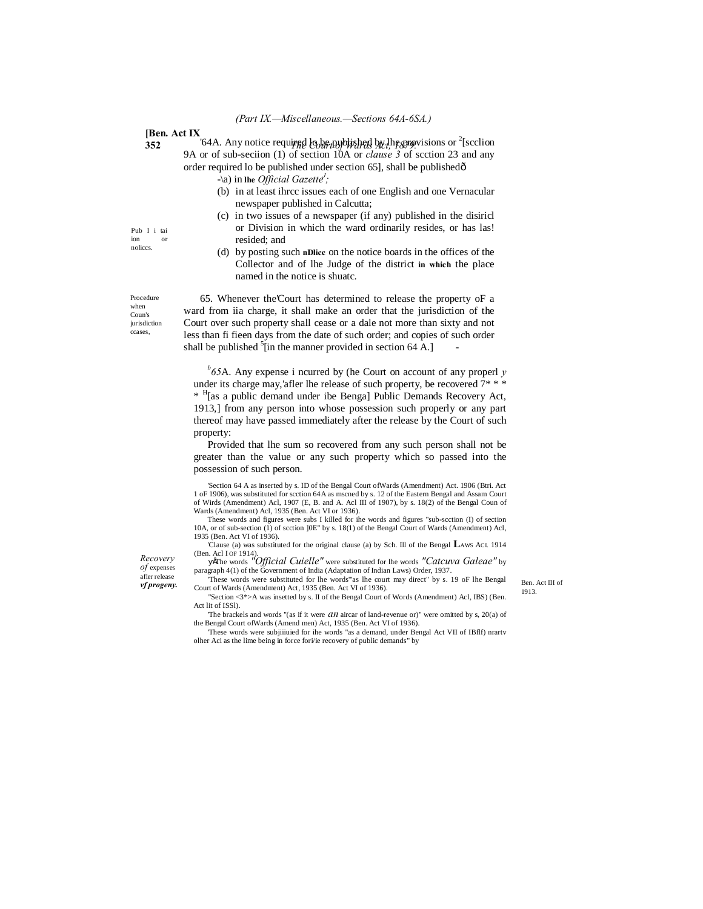(*Part IX.—Miscellaneous.—Sections 64A-6SA.*)

Pub I i tai ion or noliccs.

'64A. Any notice required lo be published by lhe provisions or [2][scclion 9A or of sub-seciion (1) of section 10A or *clause 3* of scction 23 and any order required lo be published under section 65], shall be publishedð

-\a) in lhe *Official Gazette*[1];

(b) in at least ihrcc issues each of one English and one Vernacular newspaper published in Calcutta;

(c) in two issues of a newspaper (if any) published in the disiricl or Division in which the ward ordinarily resides, or has las! resided; and

(d) by posting such nDlicc on the notice boards in the offices of the Collector and of lhe Judge of the district in which the place named in the notice is shuatc.

Procedure when Coun's jurisdiction ccases,

65. Whenever the'Court has determined to release the property oF a ward from iia charge, it shall make an order that the jurisdiction of the Court over such property shall cease or a dale not more than sixty and not less than fi fieen days from the date of such order; and copies of such order shall be published [5][in the manner provided in section 64 A.] -

*Recovery of* expenses afler release *vf progeny.*

[b]*65*A. Any expense i ncurred by (he Court on account of any properl *y* under its charge may,'afler lhe release of such property, be recovered 7* * * * [H][as a public demand under ibe Benga] Public Demands Recovery Act, 1913,] from any person into whose possession such properly or any part thereof may have passed immediately after the release by the Court of such property:

Ben. Act III of 1913.

Provided that lhe sum so recovered from any such person shall not be greater than the value or any such property which so passed into the possession of such person.

'Section 64 A as inserted by s. ID of the Bengal Court ofWards (Amendment) Act. 1906 (Btri. Act 1 oF 1906), was substituted for scction 64A as mscned by s. 12 of the Eastern Bengal and Assam Court of Wirds (Amendment) Acl, 1907 (E, B. and A. Acl III of 1907), by s. 18(2) of the Bengal Coun of Wards (Amendment) Acl, 1935 (Ben. Act VI or 1936).

These words and figures were subs I killed for ihe words and figures "sub-scction (I) of section 10A, or of sub-section (1) of scction ]0E" by s. 18(1) of the Bengal Court of Wards (Amendment) Acl, 1935 (Ben. Act VI of 1936).

'Clause (a) was substituted for the original clause (a) by Sch. Ill of the Bengal LAWS ACL 1914 (Ben. Acl I OF 1914).

ÿÅThe words *"Official Cuielle"* were substituted for lhe words *"Catcuva Galeae"* by paragraph 4(1) of the Government of India (Adaptation of Indian Laws) Order, 1937.

'These words were substituted for lhe words"'as lhe court may direct" by s. 19 oF lhe Bengal Court of Wards (Amendment) Act, 1935 (Ben. Act VI of 1936).

"Section <3*>A was insetted by s. II of the Bengal Court of Words (Amendment) Acl, IBS) (Ben. Act lit of ISSl).

'The brackels and words "(as if it were *an* aircar of land-revenue or)" were omitted by s, 20(a) of the Bengal Court ofWards (Amend men) Act, 1935 (Ben. Act VI of 1936).

'These words were subjiiiuied for ihe words "as a demand, under Bengal Act VII of IBflf) nrartv olher Aci as the lime being in force fori/ie recovery of public demands" by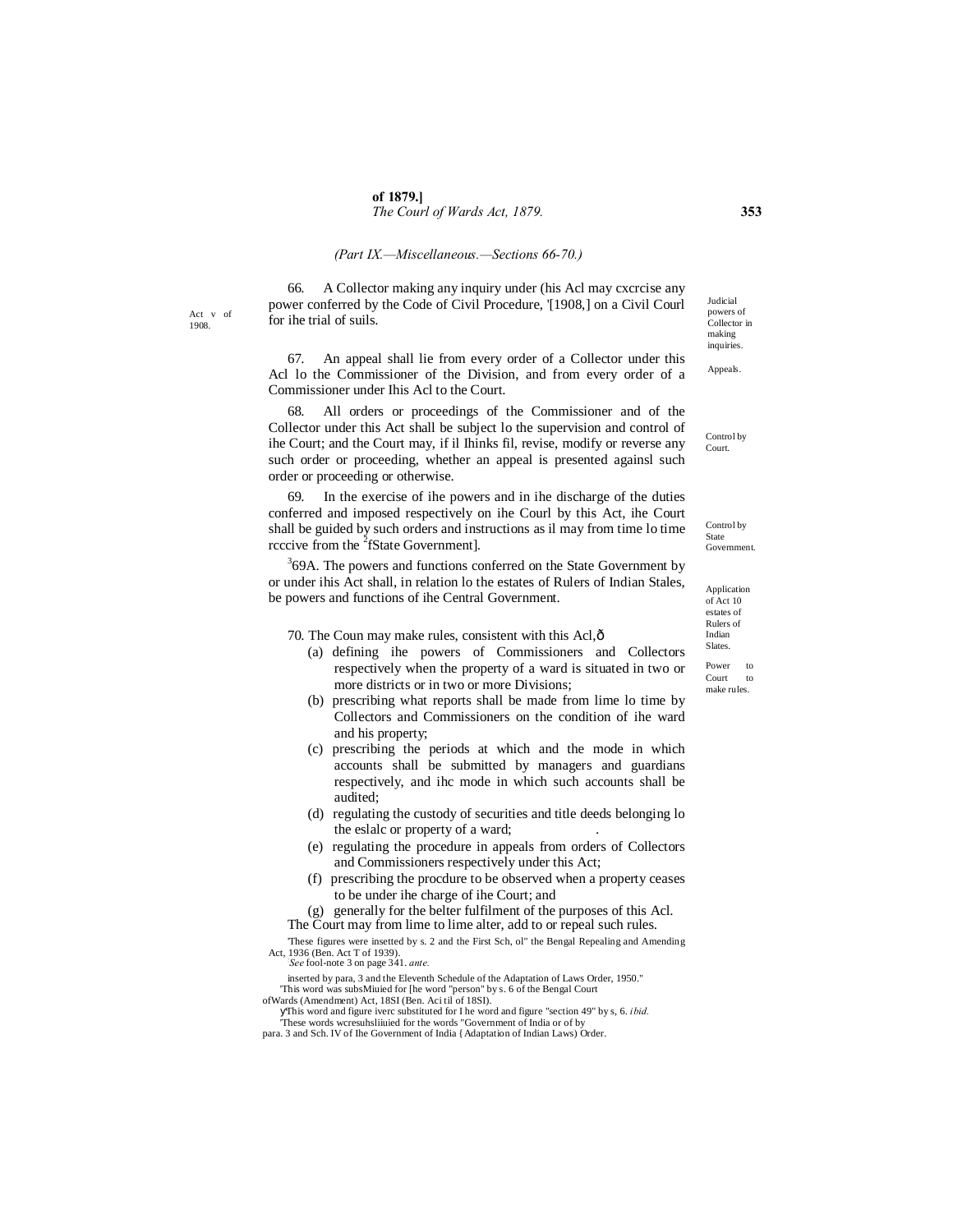*(Part IX.—Miscellaneous.—Sections 66-70.)*

Judicial powers of Collector in making inquiries.

Act v of 1908.

66. A Collector making any inquiry under (his Acl may cxcrcise any power conferred by the Code of Civil Procedure, '[1908,] on a Civil Courl for ihe trial of suils.

Appeals.

67. An appeal shall lie from every order of a Collector under this Acl lo the Commissioner of the Division, and from every order of a Commissioner under Ihis Acl to the Court.

Control by Court.

68. All orders or proceedings of the Commissioner and of the Collector under this Act shall be subject lo the supervision and control of ihe Court; and the Court may, if il Ihinks fil, revise, modify or reverse any such order or proceeding, whether an appeal is presented againsl such order or proceeding or otherwise.

Control by State Government.

69. In the exercise of ihe powers and in ihe discharge of the duties conferred and imposed respectively on ihe Courl by this Act, ihe Court shall be guided by such orders and instructions as il may from time lo time rcccive from the [2]fState Government].

Application of Act 10 estates of Rulers of Indian Slates.

[3]69A. The powers and functions conferred on the State Government by or under ihis Act shall, in relation lo the estates of Rulers of Indian Stales, be powers and functions of ihe Central Government.

Power to Court to make rules.

70. The Coun may make rules, consistent with this Acl,ð

(a) defining ihe powers of Commissioners and Collectors respectively when the property of a ward is situated in two or more districts or in two or more Divisions;

(b) prescribing what reports shall be made from lime lo time by Collectors and Commissioners on the condition of ihe ward and his property;

(c) prescribing the periods at which and the mode in which accounts shall be submitted by managers and guardians respectively, and ihc mode in which such accounts shall be audited;

(d) regulating the custody of securities and title deeds belonging lo the eslalc or property of a ward; .

(e) regulating the procedure in appeals from orders of Collectors and Commissioners respectively under this Act;

(f) prescribing the procdure to be observed when a property ceases to be under ihe charge of ihe Court; and

(g) generally for the belter fulfilment of the purposes of this Acl.

The Court may from lime to lime alter, add to or repeal such rules.

'These figures were insetted by s. 2 and the First Sch, ol" the Bengal Repealing and Amending Act, 1936 (Ben. Act T of 1939).

*See* fool-note 3 on page 341. *ante.*

inserted by para, 3 and the Eleventh Schedule of the Adaptation of Laws Order, 1950."

'This word was subsMiuied for [he word "person" by s. 6 of the Bengal Court ofWards (Amendment) Act, 18SI (Ben. Aci til of 18SI).

ÿThis word and figure iverc substituted for I he word and figure "section 49" by s, 6. *ibid.*

'These words wcresuhsliiuied for the words "Government of India or of by para. 3 and Sch. IV of Ihe Government of India { Adaptation of Indian Laws) Order.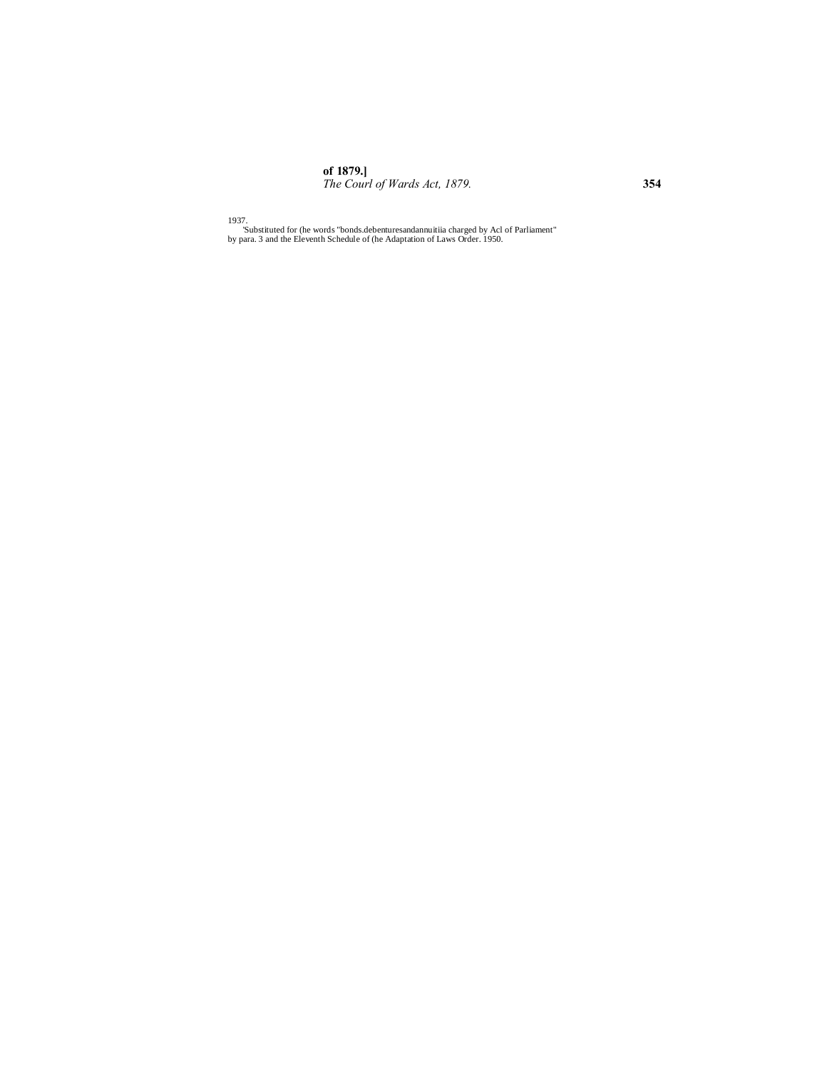1937.

'Substituted for (he words "bonds.debenturesandannuitiia charged by Acl of Parliament" by para. 3 and the Eleventh Schedule of (he Adaptation of Laws Order. 1950.